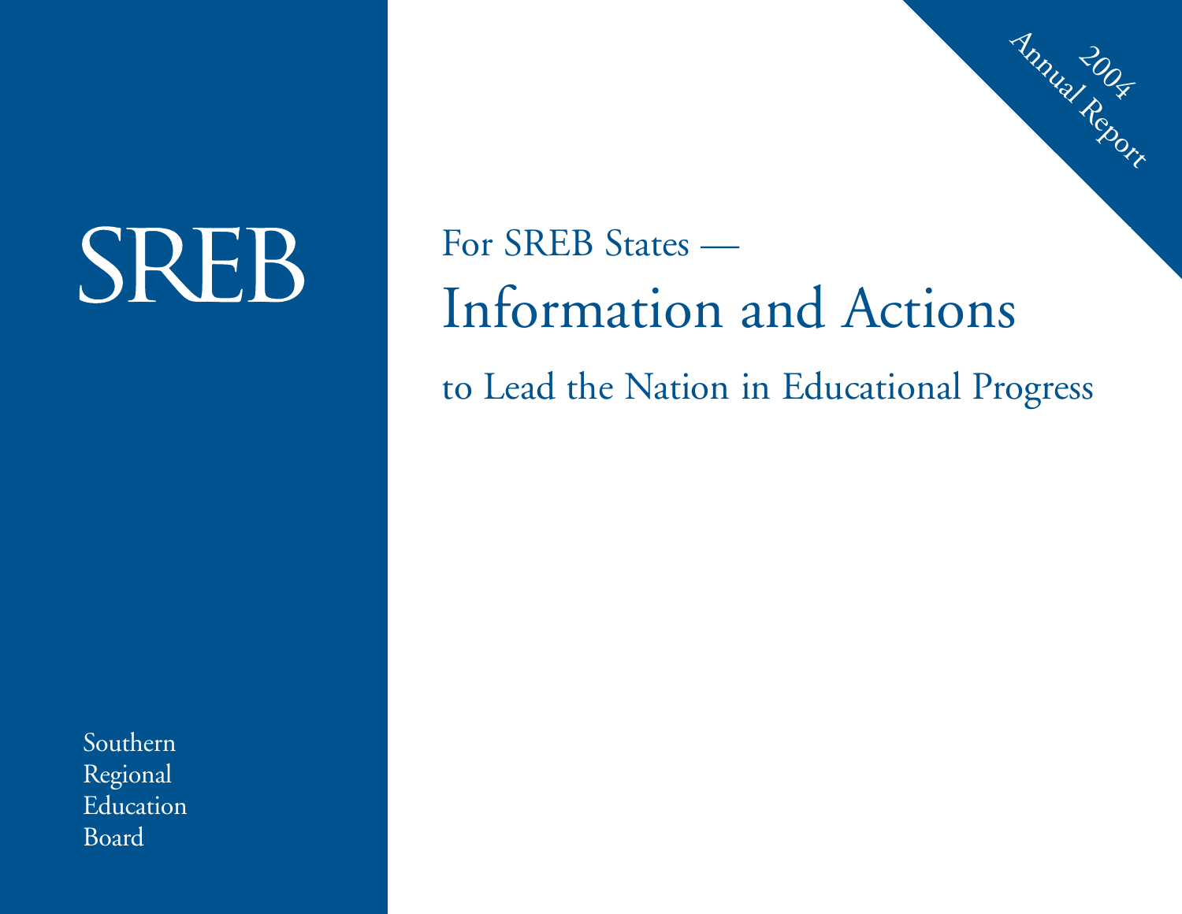# SREB

Southern Regional Education Board

2004 Annual Report

For SREB States —

# Information and Actions

to Lead the Nation in Educational Progress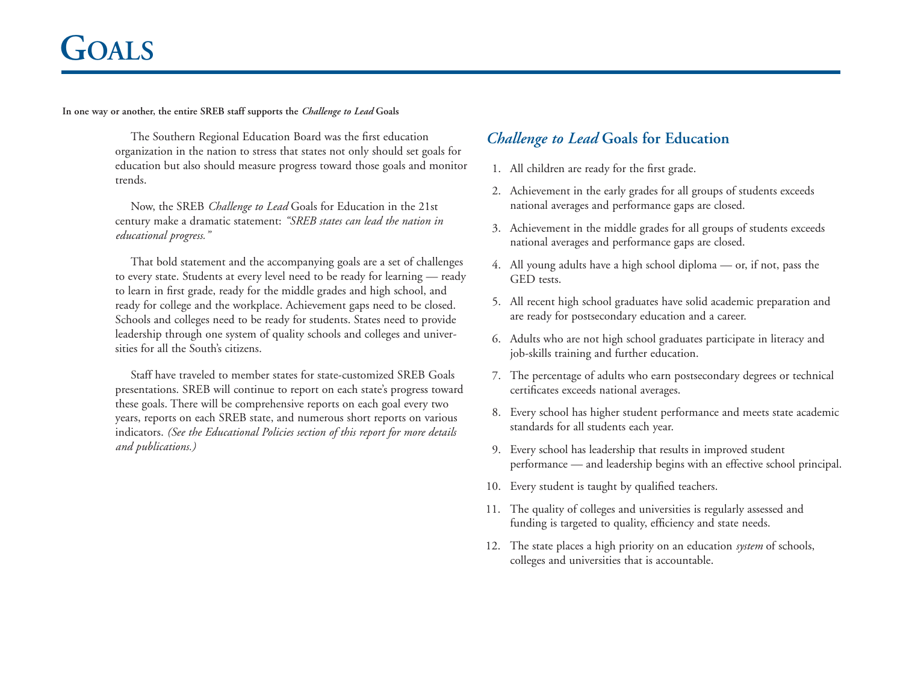# Goals

**In one way or another, the entire SREB staff supports the *Challenge to Lead* Goals**

The Southern Regional Education Board was the first education organization in the nation to stress that states not only should set goals for education but also should measure progress toward those goals and monitor trends.

Now, the SREB *Challenge to Lead* Goals for Education in the 21st century make a dramatic statement: *"SREB states can lead the nation in educational progress."*

That bold statement and the accompanying goals are a set of challenges to every state. Students at every level need to be ready for learning — ready to learn in first grade, ready for the middle grades and high school, and ready for college and the workplace. Achievement gaps need to be closed. Schools and colleges need to be ready for students. States need to provide leadership through one system of quality schools and colleges and universities for all the South's citizens.

Staff have traveled to member states for state-customized SREB Goals presentations. SREB will continue to report on each state's progress toward these goals. There will be comprehensive reports on each goal every two years, reports on each SREB state, and numerous short reports on various indicators. *(See the Educational Policies section of this report for more details and publications.)*

## *Challenge to Lead* Goals for Education

1. All children are ready for the first grade.
2. Achievement in the early grades for all groups of students exceeds national averages and performance gaps are closed.
3. Achievement in the middle grades for all groups of students exceeds national averages and performance gaps are closed.
4. All young adults have a high school diploma — or, if not, pass the GED tests.
5. All recent high school graduates have solid academic preparation and are ready for postsecondary education and a career.
6. Adults who are not high school graduates participate in literacy and job-skills training and further education.
7. The percentage of adults who earn postsecondary degrees or technical certificates exceeds national averages.
8. Every school has higher student performance and meets state academic standards for all students each year.
9. Every school has leadership that results in improved student performance — and leadership begins with an effective school principal.
10. Every student is taught by qualified teachers.
11. The quality of colleges and universities is regularly assessed and funding is targeted to quality, efficiency and state needs.
12. The state places a high priority on an education *system* of schools, colleges and universities that is accountable.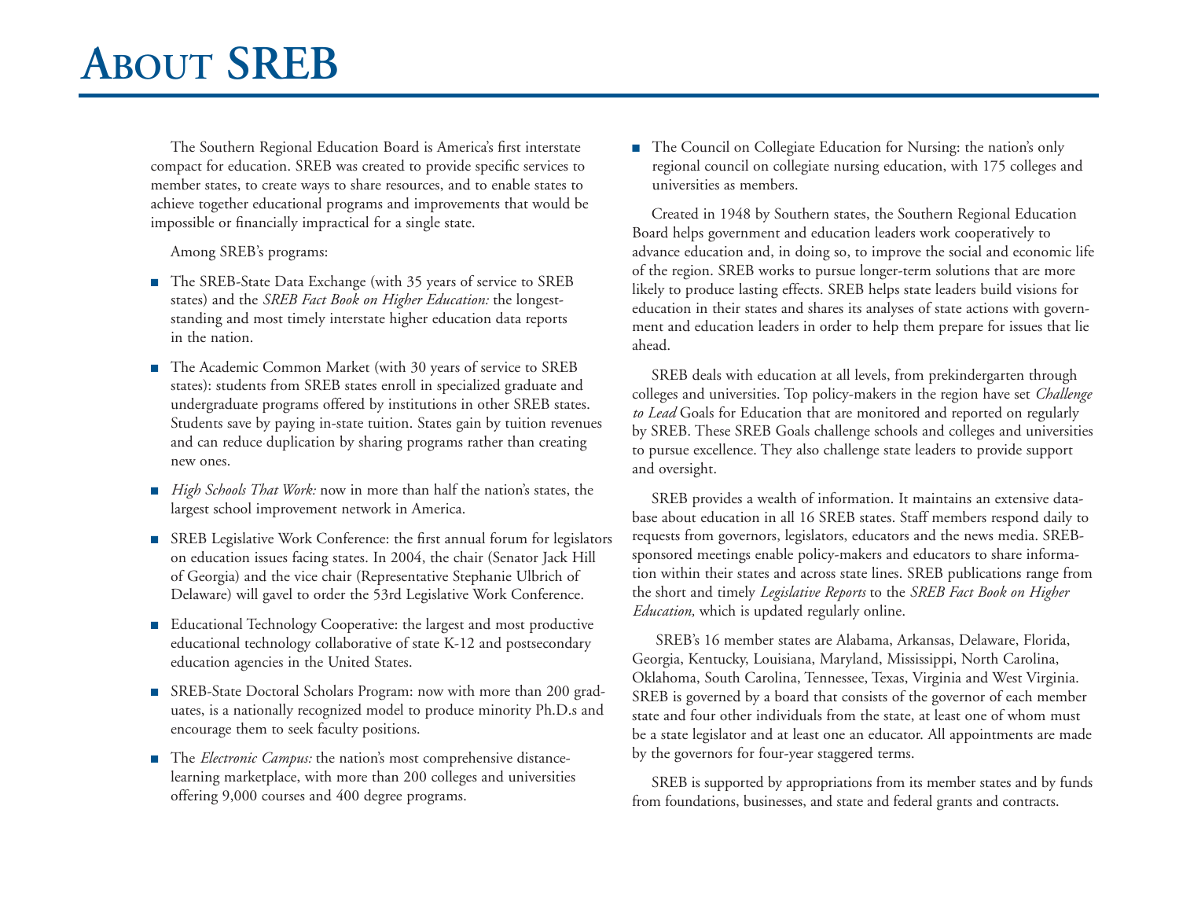# About SREB

The Southern Regional Education Board is America's first interstate compact for education. SREB was created to provide specific services to member states, to create ways to share resources, and to enable states to achieve together educational programs and improvements that would be impossible or financially impractical for a single state.

Among SREB's programs:

- The SREB-State Data Exchange (with 35 years of service to SREB states) and the *SREB Fact Book on Higher Education:* the longest-standing and most timely interstate higher education data reports in the nation.
- The Academic Common Market (with 30 years of service to SREB states): students from SREB states enroll in specialized graduate and undergraduate programs offered by institutions in other SREB states. Students save by paying in-state tuition. States gain by tuition revenues and can reduce duplication by sharing programs rather than creating new ones.
- *High Schools That Work:* now in more than half the nation's states, the largest school improvement network in America.
- SREB Legislative Work Conference: the first annual forum for legislators on education issues facing states. In 2004, the chair (Senator Jack Hill of Georgia) and the vice chair (Representative Stephanie Ulbrich of Delaware) will gavel to order the 53rd Legislative Work Conference.
- Educational Technology Cooperative: the largest and most productive educational technology collaborative of state K-12 and postsecondary education agencies in the United States.
- SREB-State Doctoral Scholars Program: now with more than 200 graduates, is a nationally recognized model to produce minority Ph.D.s and encourage them to seek faculty positions.
- The *Electronic Campus:* the nation's most comprehensive distance-learning marketplace, with more than 200 colleges and universities offering 9,000 courses and 400 degree programs.
- The Council on Collegiate Education for Nursing: the nation's only regional council on collegiate nursing education, with 175 colleges and universities as members.

Created in 1948 by Southern states, the Southern Regional Education Board helps government and education leaders work cooperatively to advance education and, in doing so, to improve the social and economic life of the region. SREB works to pursue longer-term solutions that are more likely to produce lasting effects. SREB helps state leaders build visions for education in their states and shares its analyses of state actions with government and education leaders in order to help them prepare for issues that lie ahead.

SREB deals with education at all levels, from prekindergarten through colleges and universities. Top policy-makers in the region have set *Challenge to Lead* Goals for Education that are monitored and reported on regularly by SREB. These SREB Goals challenge schools and colleges and universities to pursue excellence. They also challenge state leaders to provide support and oversight.

SREB provides a wealth of information. It maintains an extensive database about education in all 16 SREB states. Staff members respond daily to requests from governors, legislators, educators and the news media. SREB-sponsored meetings enable policy-makers and educators to share information within their states and across state lines. SREB publications range from the short and timely *Legislative Reports* to the *SREB Fact Book on Higher Education,* which is updated regularly online.

SREB's 16 member states are Alabama, Arkansas, Delaware, Florida, Georgia, Kentucky, Louisiana, Maryland, Mississippi, North Carolina, Oklahoma, South Carolina, Tennessee, Texas, Virginia and West Virginia. SREB is governed by a board that consists of the governor of each member state and four other individuals from the state, at least one of whom must be a state legislator and at least one an educator. All appointments are made by the governors for four-year staggered terms.

SREB is supported by appropriations from its member states and by funds from foundations, businesses, and state and federal grants and contracts.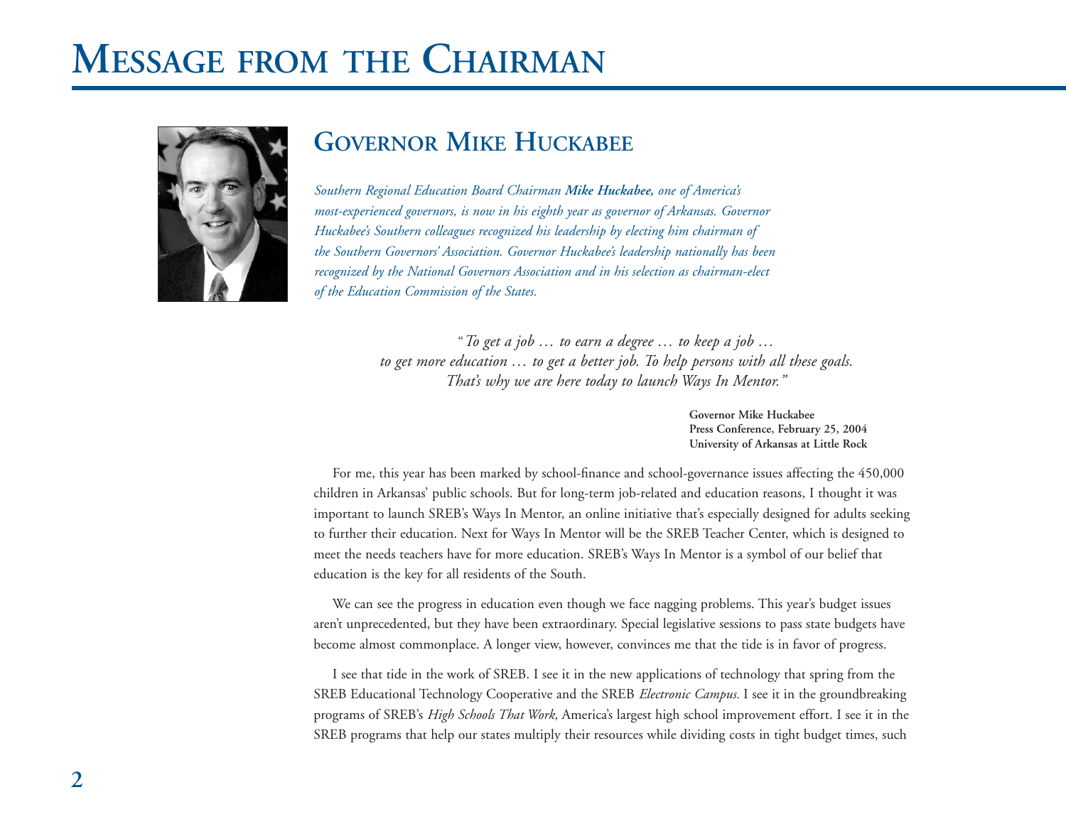# Message from the Chairman

## Governor Mike Huckabee

*Southern Regional Education Board Chairman **Mike Huckabee,** one of America's most-experienced governors, is now in his eighth year as governor of Arkansas. Governor Huckabee's Southern colleagues recognized his leadership by electing him chairman of the Southern Governors' Association. Governor Huckabee's leadership nationally has been recognized by the National Governors Association and in his selection as chairman-elect of the Education Commission of the States.*

> *"To get a job … to earn a degree … to keep a job … to get more education … to get a better job. To help persons with all these goals. That's why we are here today to launch Ways In Mentor."*
>
> **Governor Mike Huckabee**
> **Press Conference, February 25, 2004**
> **University of Arkansas at Little Rock**

For me, this year has been marked by school-finance and school-governance issues affecting the 450,000 children in Arkansas' public schools. But for long-term job-related and education reasons, I thought it was important to launch SREB's Ways In Mentor, an online initiative that's especially designed for adults seeking to further their education. Next for Ways In Mentor will be the SREB Teacher Center, which is designed to meet the needs teachers have for more education. SREB's Ways In Mentor is a symbol of our belief that education is the key for all residents of the South.

We can see the progress in education even though we face nagging problems. This year's budget issues aren't unprecedented, but they have been extraordinary. Special legislative sessions to pass state budgets have become almost commonplace. A longer view, however, convinces me that the tide is in favor of progress.

I see that tide in the work of SREB. I see it in the new applications of technology that spring from the SREB Educational Technology Cooperative and the SREB *Electronic Campus.* I see it in the groundbreaking programs of SREB's *High Schools That Work,* America's largest high school improvement effort. I see it in the SREB programs that help our states multiply their resources while dividing costs in tight budget times, such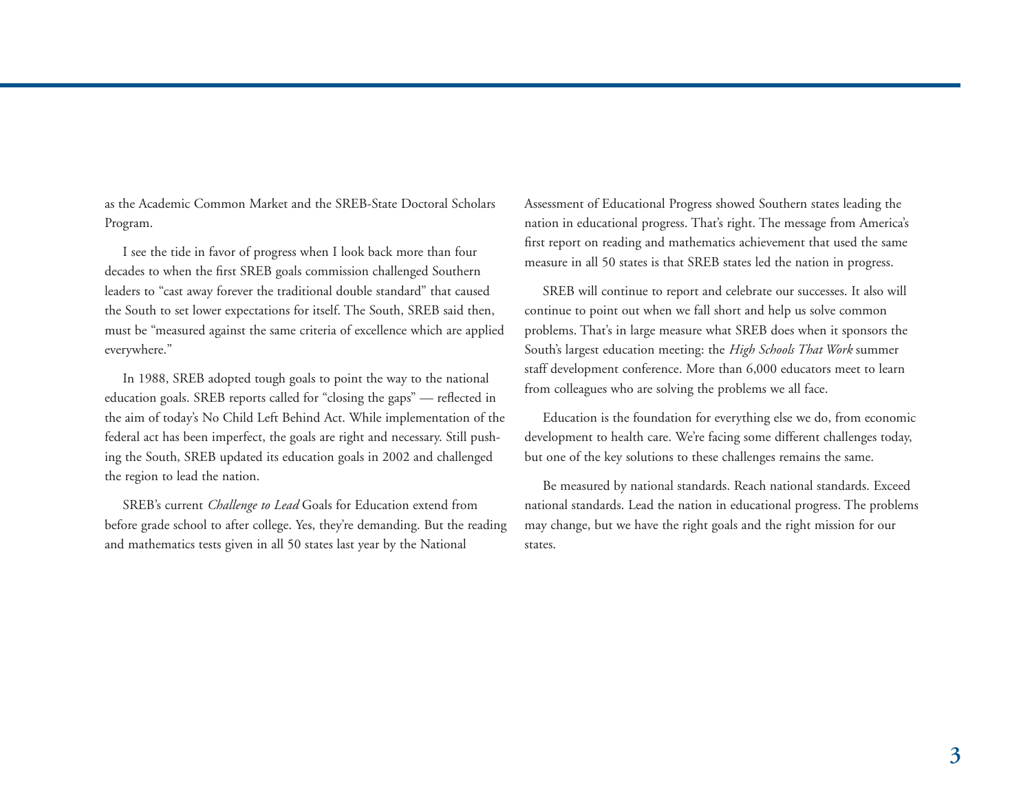as the Academic Common Market and the SREB-State Doctoral Scholars Program.

I see the tide in favor of progress when I look back more than four decades to when the first SREB goals commission challenged Southern leaders to "cast away forever the traditional double standard" that caused the South to set lower expectations for itself. The South, SREB said then, must be "measured against the same criteria of excellence which are applied everywhere."

In 1988, SREB adopted tough goals to point the way to the national education goals. SREB reports called for "closing the gaps" — reflected in the aim of today's No Child Left Behind Act. While implementation of the federal act has been imperfect, the goals are right and necessary. Still pushing the South, SREB updated its education goals in 2002 and challenged the region to lead the nation.

SREB's current *Challenge to Lead* Goals for Education extend from before grade school to after college. Yes, they're demanding. But the reading and mathematics tests given in all 50 states last year by the National Assessment of Educational Progress showed Southern states leading the nation in educational progress. That's right. The message from America's first report on reading and mathematics achievement that used the same measure in all 50 states is that SREB states led the nation in progress.

SREB will continue to report and celebrate our successes. It also will continue to point out when we fall short and help us solve common problems. That's in large measure what SREB does when it sponsors the South's largest education meeting: the *High Schools That Work* summer staff development conference. More than 6,000 educators meet to learn from colleagues who are solving the problems we all face.

Education is the foundation for everything else we do, from economic development to health care. We're facing some different challenges today, but one of the key solutions to these challenges remains the same.

Be measured by national standards. Reach national standards. Exceed national standards. Lead the nation in educational progress. The problems may change, but we have the right goals and the right mission for our states.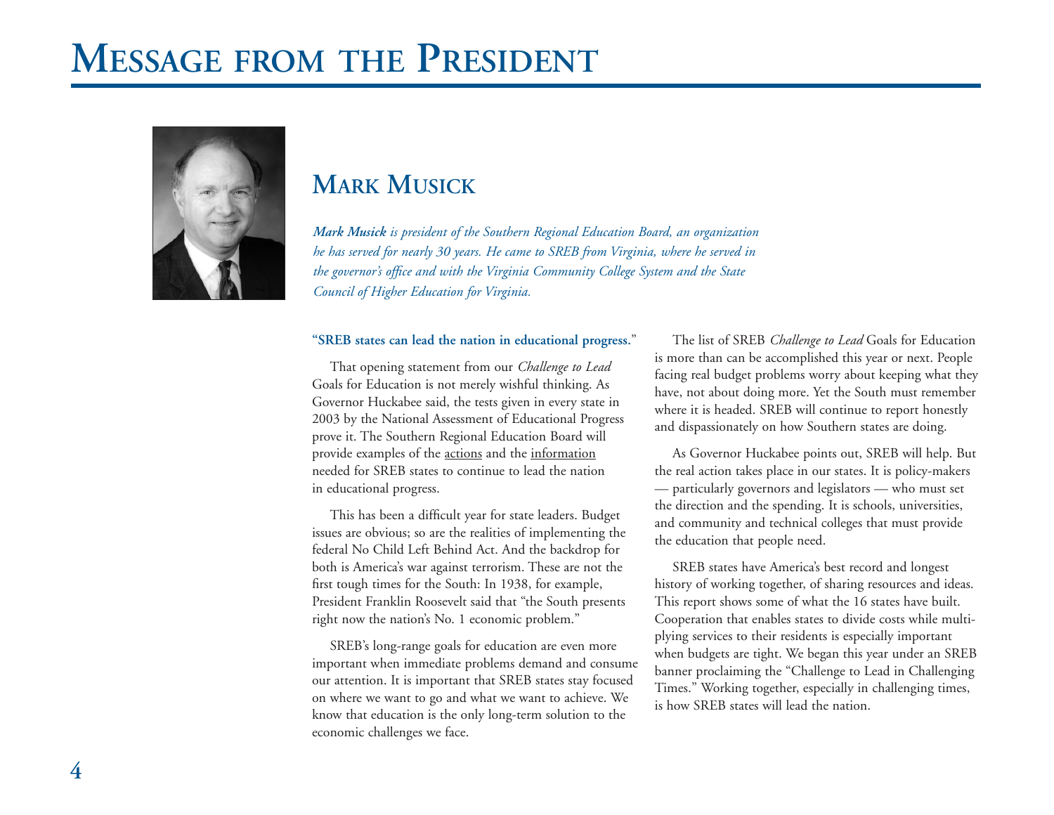# Message from the President

## Mark Musick

***Mark Musick** is president of the Southern Regional Education Board, an organization he has served for nearly 30 years. He came to SREB from Virginia, where he served in the governor's office and with the Virginia Community College System and the State Council of Higher Education for Virginia.*

**"SREB states can lead the nation in educational progress."**

That opening statement from our *Challenge to Lead* Goals for Education is not merely wishful thinking. As Governor Huckabee said, the tests given in every state in 2003 by the National Assessment of Educational Progress prove it. The Southern Regional Education Board will provide examples of the actions and the information needed for SREB states to continue to lead the nation in educational progress.

This has been a difficult year for state leaders. Budget issues are obvious; so are the realities of implementing the federal No Child Left Behind Act. And the backdrop for both is America's war against terrorism. These are not the first tough times for the South: In 1938, for example, President Franklin Roosevelt said that "the South presents right now the nation's No. 1 economic problem."

SREB's long-range goals for education are even more important when immediate problems demand and consume our attention. It is important that SREB states stay focused on where we want to go and what we want to achieve. We know that education is the only long-term solution to the economic challenges we face.

The list of SREB *Challenge to Lead* Goals for Education is more than can be accomplished this year or next. People facing real budget problems worry about keeping what they have, not about doing more. Yet the South must remember where it is headed. SREB will continue to report honestly and dispassionately on how Southern states are doing.

As Governor Huckabee points out, SREB will help. But the real action takes place in our states. It is policy-makers — particularly governors and legislators — who must set the direction and the spending. It is schools, universities, and community and technical colleges that must provide the education that people need.

SREB states have America's best record and longest history of working together, of sharing resources and ideas. This report shows some of what the 16 states have built. Cooperation that enables states to divide costs while multiplying services to their residents is especially important when budgets are tight. We began this year under an SREB banner proclaiming the "Challenge to Lead in Challenging Times." Working together, especially in challenging times, is how SREB states will lead the nation.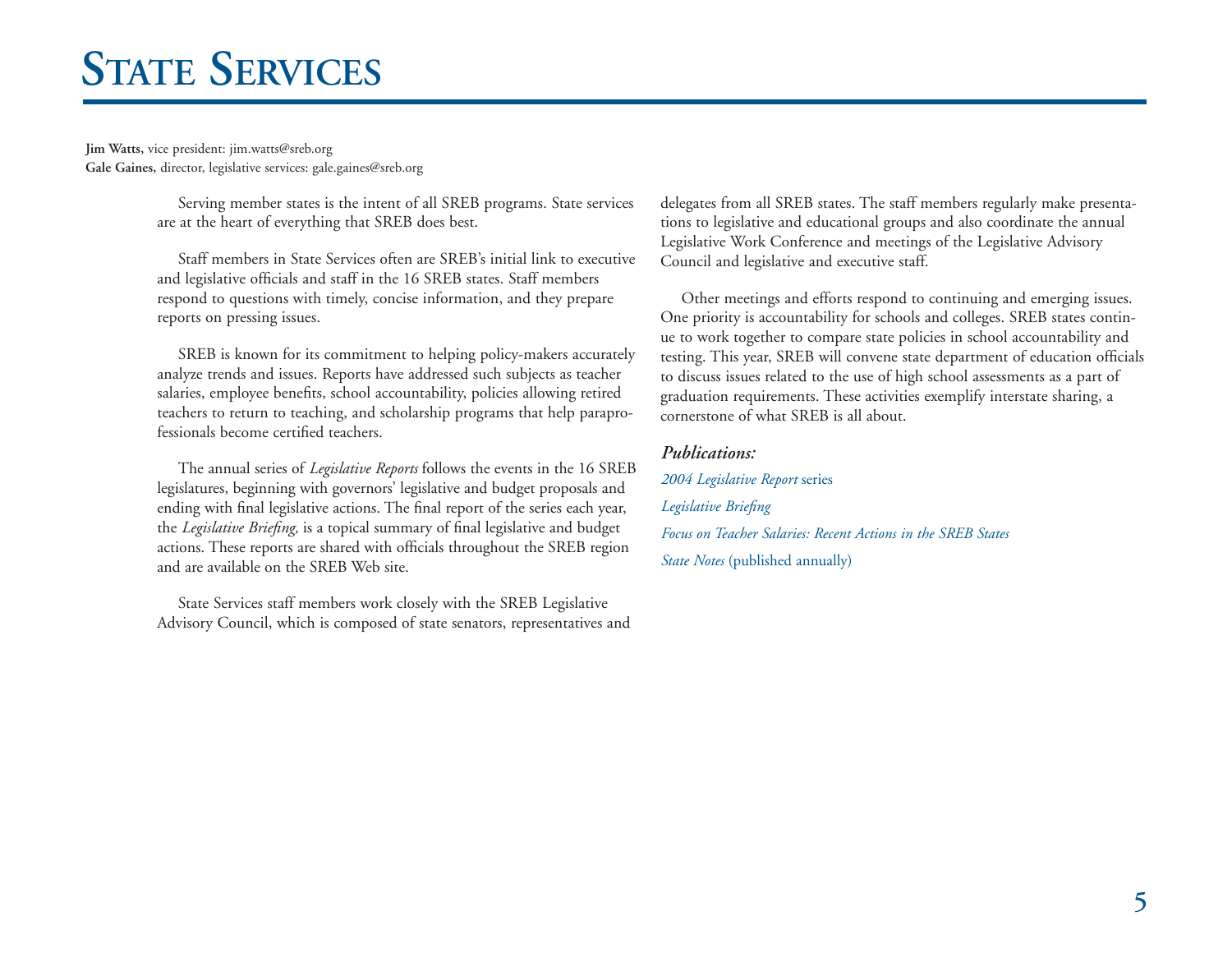# State Services

**Jim Watts**, vice president: jim.watts@sreb.org
**Gale Gaines**, director, legislative services: gale.gaines@sreb.org

Serving member states is the intent of all SREB programs. State services are at the heart of everything that SREB does best.

Staff members in State Services often are SREB's initial link to executive and legislative officials and staff in the 16 SREB states. Staff members respond to questions with timely, concise information, and they prepare reports on pressing issues.

SREB is known for its commitment to helping policy-makers accurately analyze trends and issues. Reports have addressed such subjects as teacher salaries, employee benefits, school accountability, policies allowing retired teachers to return to teaching, and scholarship programs that help paraprofessionals become certified teachers.

The annual series of *Legislative Reports* follows the events in the 16 SREB legislatures, beginning with governors' legislative and budget proposals and ending with final legislative actions. The final report of the series each year, the *Legislative Briefing,* is a topical summary of final legislative and budget actions. These reports are shared with officials throughout the SREB region and are available on the SREB Web site.

State Services staff members work closely with the SREB Legislative Advisory Council, which is composed of state senators, representatives and delegates from all SREB states. The staff members regularly make presentations to legislative and educational groups and also coordinate the annual Legislative Work Conference and meetings of the Legislative Advisory Council and legislative and executive staff.

Other meetings and efforts respond to continuing and emerging issues. One priority is accountability for schools and colleges. SREB states continue to work together to compare state policies in school accountability and testing. This year, SREB will convene state department of education officials to discuss issues related to the use of high school assessments as a part of graduation requirements. These activities exemplify interstate sharing, a cornerstone of what SREB is all about.

***Publications:***

*2004 Legislative Report* series

*Legislative Briefing*

*Focus on Teacher Salaries: Recent Actions in the SREB States*

*State Notes* (published annually)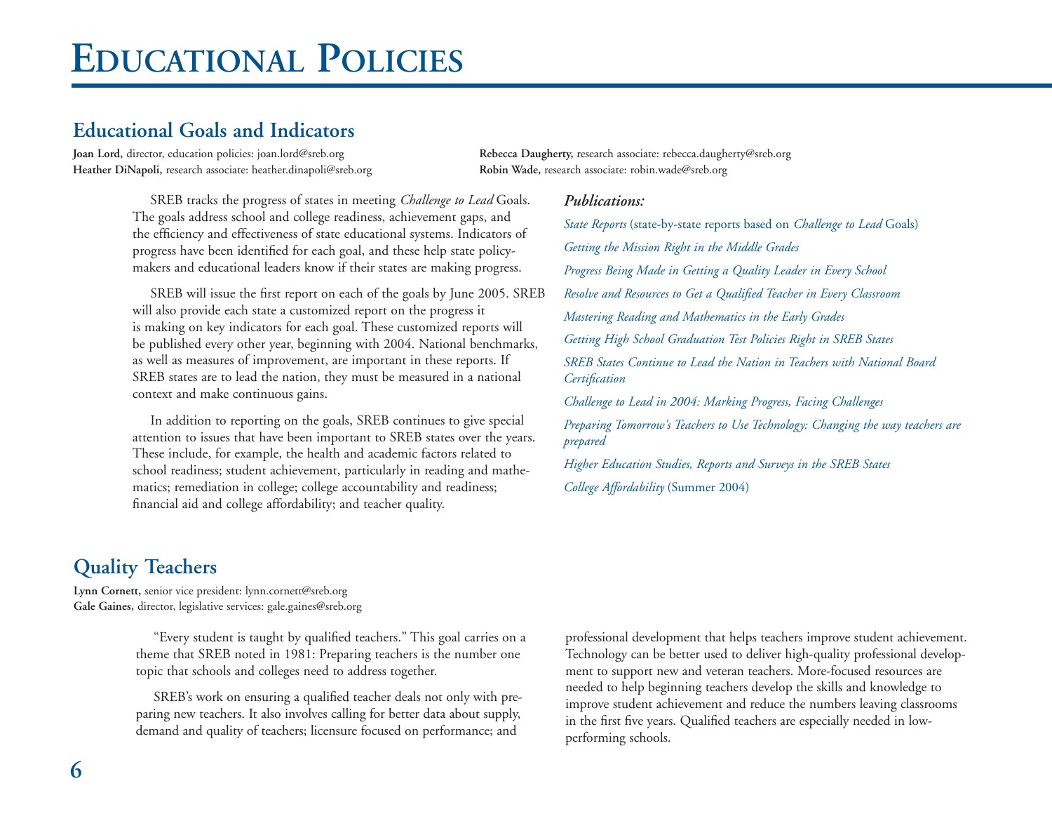# Educational Policies

## Educational Goals and Indicators

**Joan Lord**, director, education policies: joan.lord@sreb.org
**Heather DiNapoli**, research associate: heather.dinapoli@sreb.org
**Rebecca Daugherty**, research associate: rebecca.daugherty@sreb.org
**Robin Wade**, research associate: robin.wade@sreb.org

SREB tracks the progress of states in meeting *Challenge to Lead* Goals. The goals address school and college readiness, achievement gaps, and the efficiency and effectiveness of state educational systems. Indicators of progress have been identified for each goal, and these help state policy-makers and educational leaders know if their states are making progress.

SREB will issue the first report on each of the goals by June 2005. SREB will also provide each state a customized report on the progress it is making on key indicators for each goal. These customized reports will be published every other year, beginning with 2004. National benchmarks, as well as measures of improvement, are important in these reports. If SREB states are to lead the nation, they must be measured in a national context and make continuous gains.

In addition to reporting on the goals, SREB continues to give special attention to issues that have been important to SREB states over the years. These include, for example, the health and academic factors related to school readiness; student achievement, particularly in reading and mathematics; remediation in college; college accountability and readiness; financial aid and college affordability; and teacher quality.

***Publications:***

*State Reports* (state-by-state reports based on *Challenge to Lead* Goals)

*Getting the Mission Right in the Middle Grades*

*Progress Being Made in Getting a Quality Leader in Every School*

*Resolve and Resources to Get a Qualified Teacher in Every Classroom*

*Mastering Reading and Mathematics in the Early Grades*

*Getting High School Graduation Test Policies Right in SREB States*

*SREB States Continue to Lead the Nation in Teachers with National Board Certification*

*Challenge to Lead in 2004: Marking Progress, Facing Challenges*

*Preparing Tomorrow's Teachers to Use Technology: Changing the way teachers are prepared*

*Higher Education Studies, Reports and Surveys in the SREB States*

*College Affordability* (Summer 2004)

## Quality Teachers

**Lynn Cornett**, senior vice president: lynn.cornett@sreb.org
**Gale Gaines**, director, legislative services: gale.gaines@sreb.org

"Every student is taught by qualified teachers." This goal carries on a theme that SREB noted in 1981: Preparing teachers is the number one topic that schools and colleges need to address together.

SREB's work on ensuring a qualified teacher deals not only with preparing new teachers. It also involves calling for better data about supply, demand and quality of teachers; licensure focused on performance; and professional development that helps teachers improve student achievement. Technology can be better used to deliver high-quality professional development to support new and veteran teachers. More-focused resources are needed to help beginning teachers develop the skills and knowledge to improve student achievement and reduce the numbers leaving classrooms in the first five years. Qualified teachers are especially needed in low-performing schools.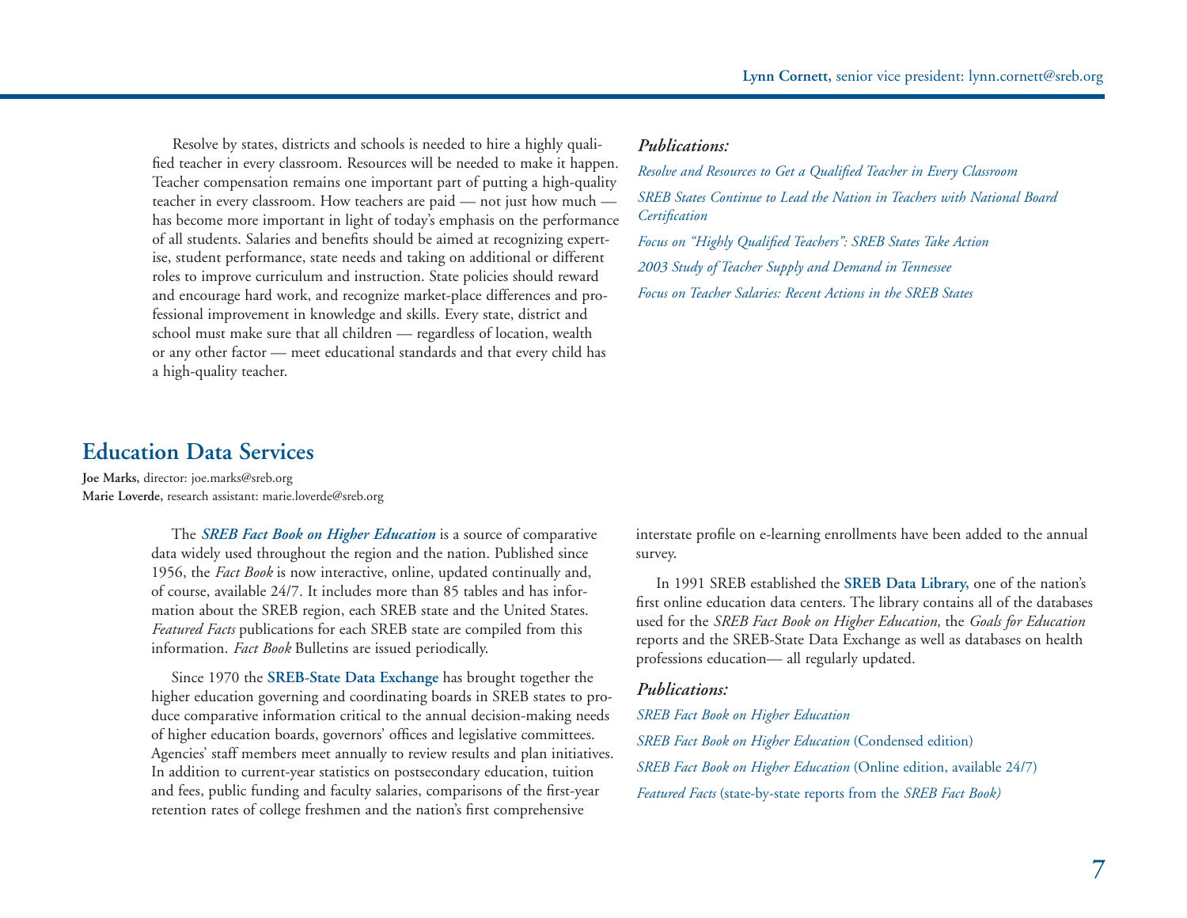**Lynn Cornett,** senior vice president: lynn.cornett@sreb.org

Resolve by states, districts and schools is needed to hire a highly qualified teacher in every classroom. Resources will be needed to make it happen. Teacher compensation remains one important part of putting a high-quality teacher in every classroom. How teachers are paid — not just how much — has become more important in light of today's emphasis on the performance of all students. Salaries and benefits should be aimed at recognizing expertise, student performance, state needs and taking on additional or different roles to improve curriculum and instruction. State policies should reward and encourage hard work, and recognize market-place differences and professional improvement in knowledge and skills. Every state, district and school must make sure that all children — regardless of location, wealth or any other factor — meet educational standards and that every child has a high-quality teacher.

***Publications:***

*Resolve and Resources to Get a Qualified Teacher in Every Classroom*

*SREB States Continue to Lead the Nation in Teachers with National Board Certification*

*Focus on "Highly Qualified Teachers": SREB States Take Action*

*2003 Study of Teacher Supply and Demand in Tennessee*

*Focus on Teacher Salaries: Recent Actions in the SREB States*

## Education Data Services

**Joe Marks,** director: joe.marks@sreb.org
**Marie Loverde,** research assistant: marie.loverde@sreb.org

The ***SREB Fact Book on Higher Education*** is a source of comparative data widely used throughout the region and the nation. Published since 1956, the *Fact Book* is now interactive, online, updated continually and, of course, available 24/7. It includes more than 85 tables and has information about the SREB region, each SREB state and the United States. *Featured Facts* publications for each SREB state are compiled from this information. *Fact Book* Bulletins are issued periodically.

Since 1970 the **SREB-State Data Exchange** has brought together the higher education governing and coordinating boards in SREB states to produce comparative information critical to the annual decision-making needs of higher education boards, governors' offices and legislative committees. Agencies' staff members meet annually to review results and plan initiatives. In addition to current-year statistics on postsecondary education, tuition and fees, public funding and faculty salaries, comparisons of the first-year retention rates of college freshmen and the nation's first comprehensive interstate profile on e-learning enrollments have been added to the annual survey.

In 1991 SREB established the **SREB Data Library,** one of the nation's first online education data centers. The library contains all of the databases used for the *SREB Fact Book on Higher Education,* the *Goals for Education* reports and the SREB-State Data Exchange as well as databases on health professions education— all regularly updated.

***Publications:***

*SREB Fact Book on Higher Education*

*SREB Fact Book on Higher Education* (Condensed edition)

*SREB Fact Book on Higher Education* (Online edition, available 24/7)

*Featured Facts* (state-by-state reports from the *SREB Fact Book)*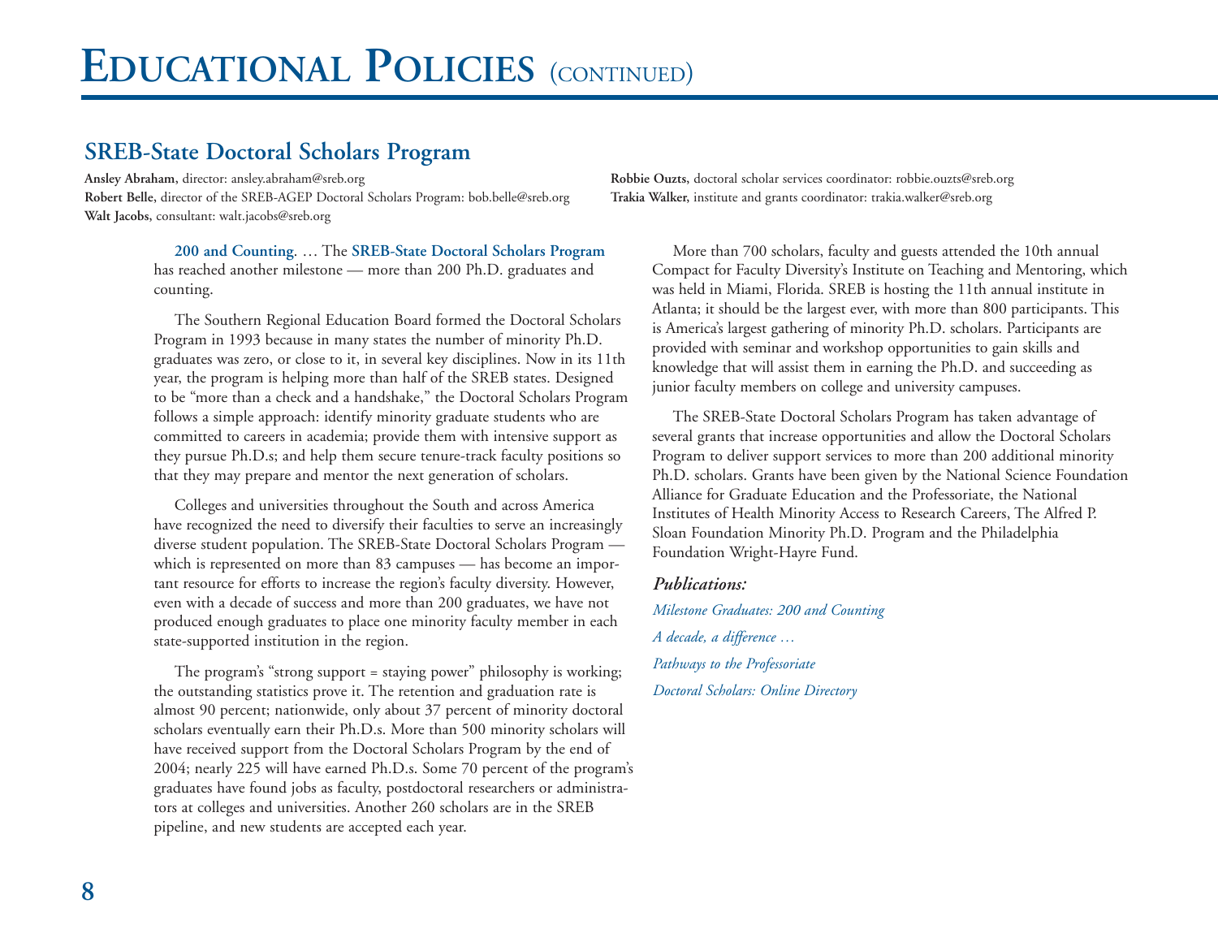# Educational Policies (continued)

## SREB-State Doctoral Scholars Program

**Ansley Abraham**, director: ansley.abraham@sreb.org
**Robert Belle**, director of the SREB-AGEP Doctoral Scholars Program: bob.belle@sreb.org
**Walt Jacobs**, consultant: walt.jacobs@sreb.org
**Robbie Ouzts**, doctoral scholar services coordinator: robbie.ouzts@sreb.org
**Trakia Walker**, institute and grants coordinator: trakia.walker@sreb.org

**200 and Counting.** … The **SREB-State Doctoral Scholars Program** has reached another milestone — more than 200 Ph.D. graduates and counting.

The Southern Regional Education Board formed the Doctoral Scholars Program in 1993 because in many states the number of minority Ph.D. graduates was zero, or close to it, in several key disciplines. Now in its 11th year, the program is helping more than half of the SREB states. Designed to be "more than a check and a handshake," the Doctoral Scholars Program follows a simple approach: identify minority graduate students who are committed to careers in academia; provide them with intensive support as they pursue Ph.D.s; and help them secure tenure-track faculty positions so that they may prepare and mentor the next generation of scholars.

Colleges and universities throughout the South and across America have recognized the need to diversify their faculties to serve an increasingly diverse student population. The SREB-State Doctoral Scholars Program — which is represented on more than 83 campuses — has become an important resource for efforts to increase the region's faculty diversity. However, even with a decade of success and more than 200 graduates, we have not produced enough graduates to place one minority faculty member in each state-supported institution in the region.

The program's "strong support = staying power" philosophy is working; the outstanding statistics prove it. The retention and graduation rate is almost 90 percent; nationwide, only about 37 percent of minority doctoral scholars eventually earn their Ph.D.s. More than 500 minority scholars will have received support from the Doctoral Scholars Program by the end of 2004; nearly 225 will have earned Ph.D.s. Some 70 percent of the program's graduates have found jobs as faculty, postdoctoral researchers or administrators at colleges and universities. Another 260 scholars are in the SREB pipeline, and new students are accepted each year.

More than 700 scholars, faculty and guests attended the 10th annual Compact for Faculty Diversity's Institute on Teaching and Mentoring, which was held in Miami, Florida. SREB is hosting the 11th annual institute in Atlanta; it should be the largest ever, with more than 800 participants. This is America's largest gathering of minority Ph.D. scholars. Participants are provided with seminar and workshop opportunities to gain skills and knowledge that will assist them in earning the Ph.D. and succeeding as junior faculty members on college and university campuses.

The SREB-State Doctoral Scholars Program has taken advantage of several grants that increase opportunities and allow the Doctoral Scholars Program to deliver support services to more than 200 additional minority Ph.D. scholars. Grants have been given by the National Science Foundation Alliance for Graduate Education and the Professoriate, the National Institutes of Health Minority Access to Research Careers, The Alfred P. Sloan Foundation Minority Ph.D. Program and the Philadelphia Foundation Wright-Hayre Fund.

***Publications:***

*Milestone Graduates: 200 and Counting*

*A decade, a difference …*

*Pathways to the Professoriate*

*Doctoral Scholars: Online Directory*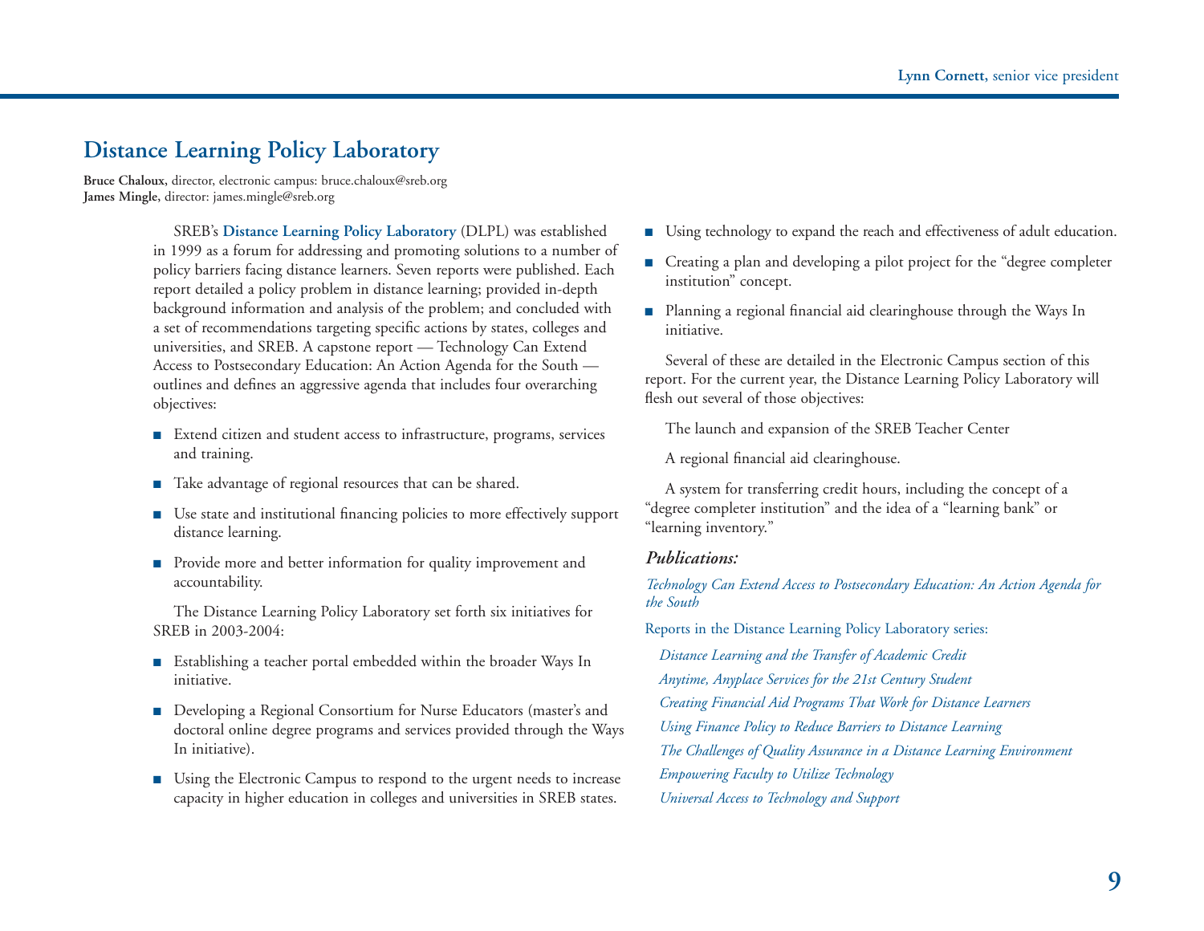## Distance Learning Policy Laboratory

**Bruce Chaloux,** director, electronic campus: bruce.chaloux@sreb.org
**James Mingle,** director: james.mingle@sreb.org

SREB's **Distance Learning Policy Laboratory** (DLPL) was established in 1999 as a forum for addressing and promoting solutions to a number of policy barriers facing distance learners. Seven reports were published. Each report detailed a policy problem in distance learning; provided in-depth background information and analysis of the problem; and concluded with a set of recommendations targeting specific actions by states, colleges and universities, and SREB. A capstone report — Technology Can Extend Access to Postsecondary Education: An Action Agenda for the South — outlines and defines an aggressive agenda that includes four overarching objectives:

- Extend citizen and student access to infrastructure, programs, services and training.
- Take advantage of regional resources that can be shared.
- Use state and institutional financing policies to more effectively support distance learning.
- Provide more and better information for quality improvement and accountability.

The Distance Learning Policy Laboratory set forth six initiatives for SREB in 2003-2004:

- Establishing a teacher portal embedded within the broader Ways In initiative.
- Developing a Regional Consortium for Nurse Educators (master's and doctoral online degree programs and services provided through the Ways In initiative).
- Using the Electronic Campus to respond to the urgent needs to increase capacity in higher education in colleges and universities in SREB states.
- Using technology to expand the reach and effectiveness of adult education.
- Creating a plan and developing a pilot project for the "degree completer institution" concept.
- Planning a regional financial aid clearinghouse through the Ways In initiative.

Several of these are detailed in the Electronic Campus section of this report. For the current year, the Distance Learning Policy Laboratory will flesh out several of those objectives:

The launch and expansion of the SREB Teacher Center

A regional financial aid clearinghouse.

A system for transferring credit hours, including the concept of a "degree completer institution" and the idea of a "learning bank" or "learning inventory."

***Publications:***

*Technology Can Extend Access to Postsecondary Education: An Action Agenda for the South*

Reports in the Distance Learning Policy Laboratory series:

- *Distance Learning and the Transfer of Academic Credit*
- *Anytime, Anyplace Services for the 21st Century Student*
- *Creating Financial Aid Programs That Work for Distance Learners*
- *Using Finance Policy to Reduce Barriers to Distance Learning*
- *The Challenges of Quality Assurance in a Distance Learning Environment*
- *Empowering Faculty to Utilize Technology*
- *Universal Access to Technology and Support*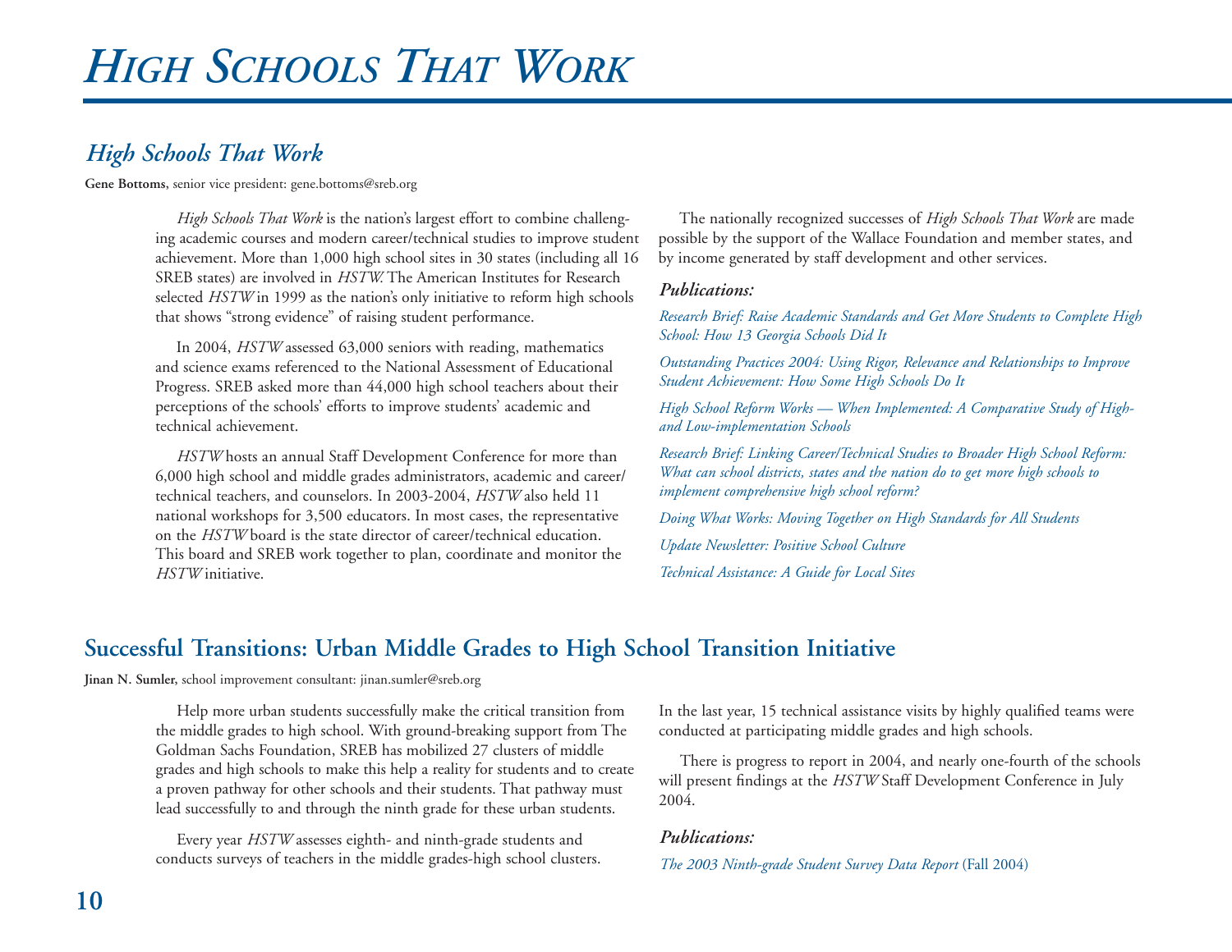# *High Schools That Work*

## *High Schools That Work*

**Gene Bottoms**, senior vice president: gene.bottoms@sreb.org

*High Schools That Work* is the nation's largest effort to combine challenging academic courses and modern career/technical studies to improve student achievement. More than 1,000 high school sites in 30 states (including all 16 SREB states) are involved in *HSTW.* The American Institutes for Research selected *HSTW* in 1999 as the nation's only initiative to reform high schools that shows "strong evidence" of raising student performance.

In 2004, *HSTW* assessed 63,000 seniors with reading, mathematics and science exams referenced to the National Assessment of Educational Progress. SREB asked more than 44,000 high school teachers about their perceptions of the schools' efforts to improve students' academic and technical achievement.

*HSTW* hosts an annual Staff Development Conference for more than 6,000 high school and middle grades administrators, academic and career/technical teachers, and counselors. In 2003-2004, *HSTW* also held 11 national workshops for 3,500 educators. In most cases, the representative on the *HSTW* board is the state director of career/technical education. This board and SREB work together to plan, coordinate and monitor the *HSTW* initiative.

The nationally recognized successes of *High Schools That Work* are made possible by the support of the Wallace Foundation and member states, and by income generated by staff development and other services.

### *Publications:*

*Research Brief: Raise Academic Standards and Get More Students to Complete High School: How 13 Georgia Schools Did It*

*Outstanding Practices 2004: Using Rigor, Relevance and Relationships to Improve Student Achievement: How Some High Schools Do It*

*High School Reform Works — When Implemented: A Comparative Study of High- and Low-implementation Schools*

*Research Brief: Linking Career/Technical Studies to Broader High School Reform: What can school districts, states and the nation do to get more high schools to implement comprehensive high school reform?*

*Doing What Works: Moving Together on High Standards for All Students*

*Update Newsletter: Positive School Culture*

*Technical Assistance: A Guide for Local Sites*

## Successful Transitions: Urban Middle Grades to High School Transition Initiative

**Jinan N. Sumler**, school improvement consultant: jinan.sumler@sreb.org

Help more urban students successfully make the critical transition from the middle grades to high school. With ground-breaking support from The Goldman Sachs Foundation, SREB has mobilized 27 clusters of middle grades and high schools to make this help a reality for students and to create a proven pathway for other schools and their students. That pathway must lead successfully to and through the ninth grade for these urban students.

Every year *HSTW* assesses eighth- and ninth-grade students and conducts surveys of teachers in the middle grades-high school clusters. In the last year, 15 technical assistance visits by highly qualified teams were conducted at participating middle grades and high schools.

There is progress to report in 2004, and nearly one-fourth of the schools will present findings at the *HSTW* Staff Development Conference in July 2004.

### *Publications:*

*The 2003 Ninth-grade Student Survey Data Report* (Fall 2004)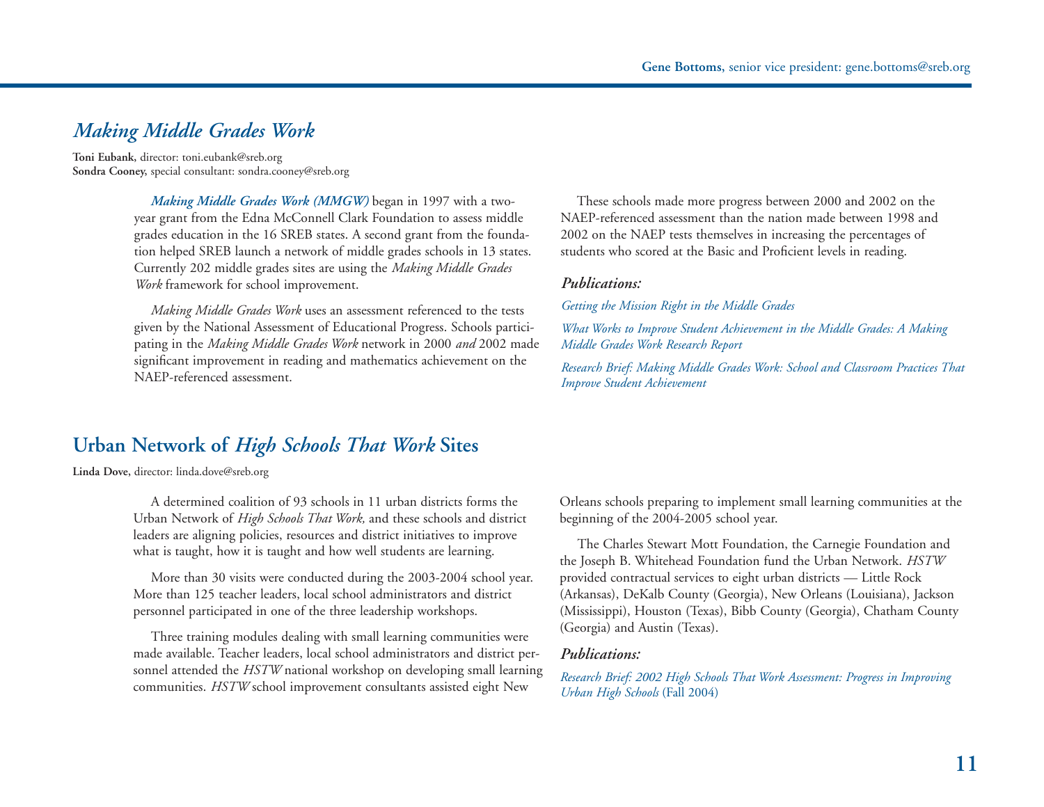**Gene Bottoms,** senior vice president: gene.bottoms@sreb.org

## *Making Middle Grades Work*

**Toni Eubank,** director: toni.eubank@sreb.org
**Sondra Cooney,** special consultant: sondra.cooney@sreb.org

***Making Middle Grades Work (MMGW)*** began in 1997 with a two-year grant from the Edna McConnell Clark Foundation to assess middle grades education in the 16 SREB states. A second grant from the foundation helped SREB launch a network of middle grades schools in 13 states. Currently 202 middle grades sites are using the *Making Middle Grades Work* framework for school improvement.

*Making Middle Grades Work* uses an assessment referenced to the tests given by the National Assessment of Educational Progress. Schools participating in the *Making Middle Grades Work* network in 2000 *and* 2002 made significant improvement in reading and mathematics achievement on the NAEP-referenced assessment.

These schools made more progress between 2000 and 2002 on the NAEP-referenced assessment than the nation made between 1998 and 2002 on the NAEP tests themselves in increasing the percentages of students who scored at the Basic and Proficient levels in reading.

### *Publications:*

*Getting the Mission Right in the Middle Grades*

*What Works to Improve Student Achievement in the Middle Grades: A Making Middle Grades Work Research Report*

*Research Brief: Making Middle Grades Work: School and Classroom Practices That Improve Student Achievement*

## Urban Network of *High Schools That Work* Sites

**Linda Dove,** director: linda.dove@sreb.org

A determined coalition of 93 schools in 11 urban districts forms the Urban Network of *High Schools That Work,* and these schools and district leaders are aligning policies, resources and district initiatives to improve what is taught, how it is taught and how well students are learning.

More than 30 visits were conducted during the 2003-2004 school year. More than 125 teacher leaders, local school administrators and district personnel participated in one of the three leadership workshops.

Three training modules dealing with small learning communities were made available. Teacher leaders, local school administrators and district personnel attended the *HSTW* national workshop on developing small learning communities. *HSTW* school improvement consultants assisted eight New Orleans schools preparing to implement small learning communities at the beginning of the 2004-2005 school year.

The Charles Stewart Mott Foundation, the Carnegie Foundation and the Joseph B. Whitehead Foundation fund the Urban Network. *HSTW* provided contractual services to eight urban districts — Little Rock (Arkansas), DeKalb County (Georgia), New Orleans (Louisiana), Jackson (Mississippi), Houston (Texas), Bibb County (Georgia), Chatham County (Georgia) and Austin (Texas).

### *Publications:*

*Research Brief: 2002 High Schools That Work Assessment: Progress in Improving Urban High Schools* (Fall 2004)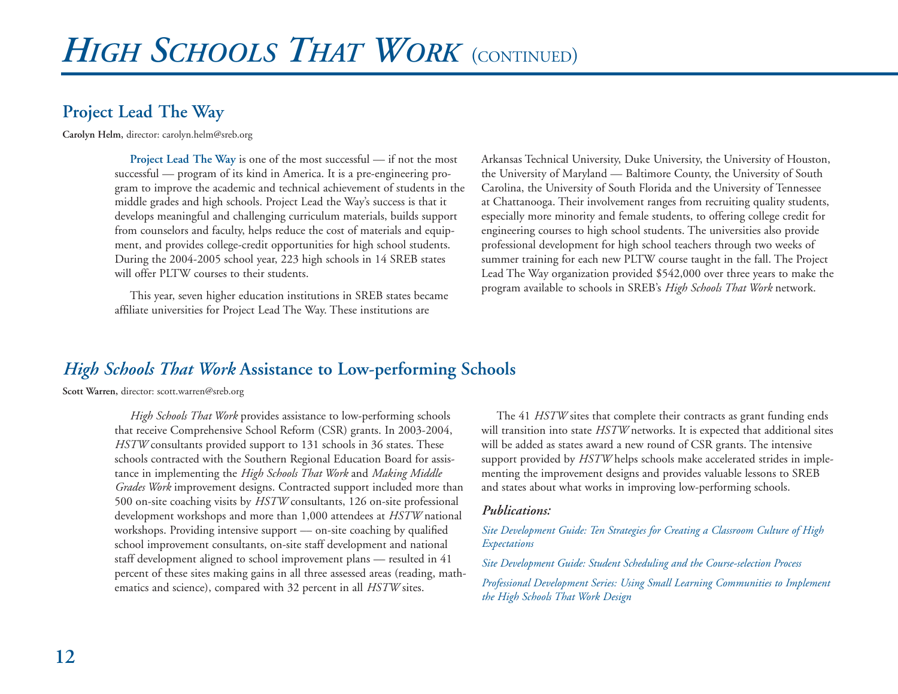# *High Schools That Work* (continued)

## Project Lead The Way

**Carolyn Helm**, director: carolyn.helm@sreb.org

**Project Lead The Way** is one of the most successful — if not the most successful — program of its kind in America. It is a pre-engineering program to improve the academic and technical achievement of students in the middle grades and high schools. Project Lead the Way's success is that it develops meaningful and challenging curriculum materials, builds support from counselors and faculty, helps reduce the cost of materials and equipment, and provides college-credit opportunities for high school students. During the 2004-2005 school year, 223 high schools in 14 SREB states will offer PLTW courses to their students.

This year, seven higher education institutions in SREB states became affiliate universities for Project Lead The Way. These institutions are Arkansas Technical University, Duke University, the University of Houston, the University of Maryland — Baltimore County, the University of South Carolina, the University of South Florida and the University of Tennessee at Chattanooga. Their involvement ranges from recruiting quality students, especially more minority and female students, to offering college credit for engineering courses to high school students. The universities also provide professional development for high school teachers through two weeks of summer training for each new PLTW course taught in the fall. The Project Lead The Way organization provided $542,000 over three years to make the program available to schools in SREB's *High Schools That Work* network.

## *High Schools That Work* Assistance to Low-performing Schools

**Scott Warren**, director: scott.warren@sreb.org

*High Schools That Work* provides assistance to low-performing schools that receive Comprehensive School Reform (CSR) grants. In 2003-2004, *HSTW* consultants provided support to 131 schools in 36 states. These schools contracted with the Southern Regional Education Board for assistance in implementing the *High Schools That Work* and *Making Middle Grades Work* improvement designs. Contracted support included more than 500 on-site coaching visits by *HSTW* consultants, 126 on-site professional development workshops and more than 1,000 attendees at *HSTW* national workshops. Providing intensive support — on-site coaching by qualified school improvement consultants, on-site staff development and national staff development aligned to school improvement plans — resulted in 41 percent of these sites making gains in all three assessed areas (reading, mathematics and science), compared with 32 percent in all *HSTW* sites.

The 41 *HSTW* sites that complete their contracts as grant funding ends will transition into state *HSTW* networks. It is expected that additional sites will be added as states award a new round of CSR grants. The intensive support provided by *HSTW* helps schools make accelerated strides in implementing the improvement designs and provides valuable lessons to SREB and states about what works in improving low-performing schools.

***Publications:***

*Site Development Guide: Ten Strategies for Creating a Classroom Culture of High Expectations*

*Site Development Guide: Student Scheduling and the Course-selection Process*

*Professional Development Series: Using Small Learning Communities to Implement the High Schools That Work Design*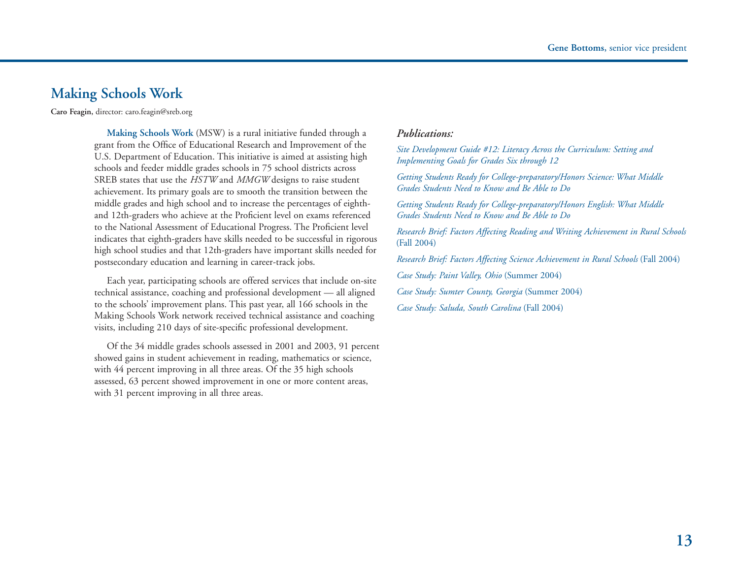## Making Schools Work

**Caro Feagin**, director: caro.feagin@sreb.org

**Making Schools Work** (MSW) is a rural initiative funded through a grant from the Office of Educational Research and Improvement of the U.S. Department of Education. This initiative is aimed at assisting high schools and feeder middle grades schools in 75 school districts across SREB states that use the *HSTW* and *MMGW* designs to raise student achievement. Its primary goals are to smooth the transition between the middle grades and high school and to increase the percentages of eighth- and 12th-graders who achieve at the Proficient level on exams referenced to the National Assessment of Educational Progress. The Proficient level indicates that eighth-graders have skills needed to be successful in rigorous high school studies and that 12th-graders have important skills needed for postsecondary education and learning in career-track jobs.

Each year, participating schools are offered services that include on-site technical assistance, coaching and professional development — all aligned to the schools' improvement plans. This past year, all 166 schools in the Making Schools Work network received technical assistance and coaching visits, including 210 days of site-specific professional development.

Of the 34 middle grades schools assessed in 2001 and 2003, 91 percent showed gains in student achievement in reading, mathematics or science, with 44 percent improving in all three areas. Of the 35 high schools assessed, 63 percent showed improvement in one or more content areas, with 31 percent improving in all three areas.

***Publications:***

*Site Development Guide #12: Literacy Across the Curriculum: Setting and Implementing Goals for Grades Six through 12*

*Getting Students Ready for College-preparatory/Honors Science: What Middle Grades Students Need to Know and Be Able to Do*

*Getting Students Ready for College-preparatory/Honors English: What Middle Grades Students Need to Know and Be Able to Do*

*Research Brief: Factors Affecting Reading and Writing Achievement in Rural Schools* (Fall 2004)

*Research Brief: Factors Affecting Science Achievement in Rural Schools* (Fall 2004)

*Case Study: Paint Valley, Ohio* (Summer 2004)

*Case Study: Sumter County, Georgia* (Summer 2004)

*Case Study: Saluda, South Carolina* (Fall 2004)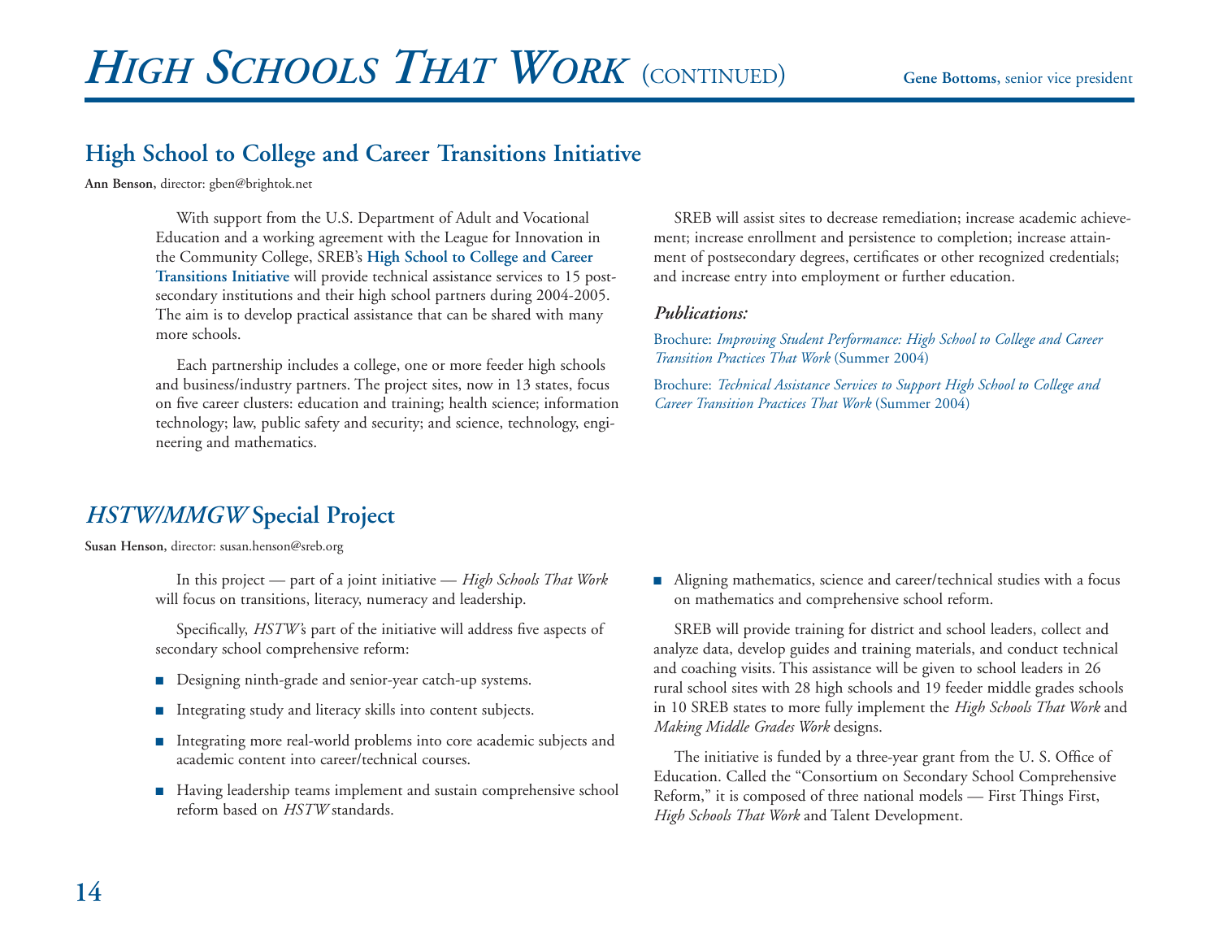# *High Schools That Work* (continued)

**Gene Bottoms**, senior vice president

## High School to College and Career Transitions Initiative

**Ann Benson**, director: gben@brightok.net

With support from the U.S. Department of Adult and Vocational Education and a working agreement with the League for Innovation in the Community College, SREB's **High School to College and Career Transitions Initiative** will provide technical assistance services to 15 postsecondary institutions and their high school partners during 2004-2005. The aim is to develop practical assistance that can be shared with many more schools.

Each partnership includes a college, one or more feeder high schools and business/industry partners. The project sites, now in 13 states, focus on five career clusters: education and training; health science; information technology; law, public safety and security; and science, technology, engineering and mathematics.

SREB will assist sites to decrease remediation; increase academic achievement; increase enrollment and persistence to completion; increase attainment of postsecondary degrees, certificates or other recognized credentials; and increase entry into employment or further education.

***Publications:***

Brochure: *Improving Student Performance: High School to College and Career Transition Practices That Work* (Summer 2004)

Brochure: *Technical Assistance Services to Support High School to College and Career Transition Practices That Work* (Summer 2004)

## *HSTW/MMGW* Special Project

**Susan Henson**, director: susan.henson@sreb.org

In this project — part of a joint initiative — *High Schools That Work* will focus on transitions, literacy, numeracy and leadership.

Specifically, *HSTW*'s part of the initiative will address five aspects of secondary school comprehensive reform:

- Designing ninth-grade and senior-year catch-up systems.
- Integrating study and literacy skills into content subjects.
- Integrating more real-world problems into core academic subjects and academic content into career/technical courses.
- Having leadership teams implement and sustain comprehensive school reform based on *HSTW* standards.
- Aligning mathematics, science and career/technical studies with a focus on mathematics and comprehensive school reform.

SREB will provide training for district and school leaders, collect and analyze data, develop guides and training materials, and conduct technical and coaching visits. This assistance will be given to school leaders in 26 rural school sites with 28 high schools and 19 feeder middle grades schools in 10 SREB states to more fully implement the *High Schools That Work* and *Making Middle Grades Work* designs.

The initiative is funded by a three-year grant from the U. S. Office of Education. Called the "Consortium on Secondary School Comprehensive Reform," it is composed of three national models — First Things First, *High Schools That Work* and Talent Development.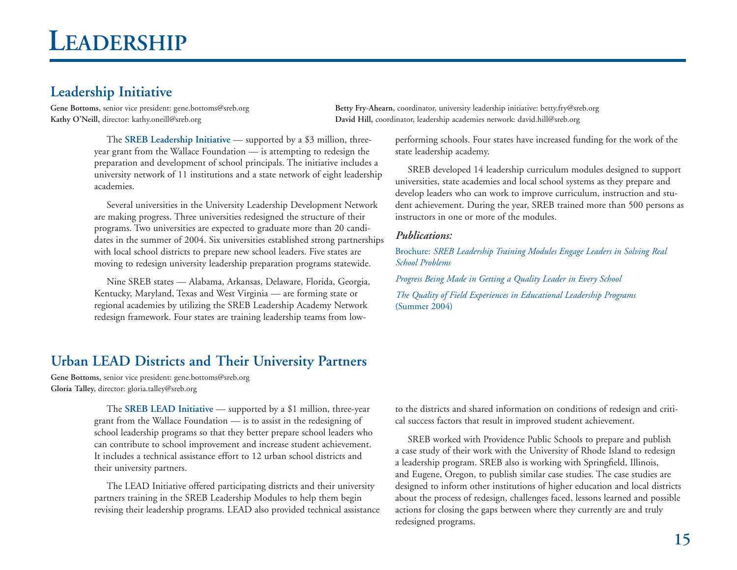# Leadership

## Leadership Initiative

**Gene Bottoms**, senior vice president: gene.bottoms@sreb.org
**Kathy O'Neill**, director: kathy.oneill@sreb.org
**Betty Fry-Ahearn**, coordinator, university leadership initiative: betty.fry@sreb.org
**David Hill**, coordinator, leadership academies network: david.hill@sreb.org

The **SREB Leadership Initiative** — supported by a $3 million, three-year grant from the Wallace Foundation — is attempting to redesign the preparation and development of school principals. The initiative includes a university network of 11 institutions and a state network of eight leadership academies.

Several universities in the University Leadership Development Network are making progress. Three universities redesigned the structure of their programs. Two universities are expected to graduate more than 20 candidates in the summer of 2004. Six universities established strong partnerships with local school districts to prepare new school leaders. Five states are moving to redesign university leadership preparation programs statewide.

Nine SREB states — Alabama, Arkansas, Delaware, Florida, Georgia, Kentucky, Maryland, Texas and West Virginia — are forming state or regional academies by utilizing the SREB Leadership Academy Network redesign framework. Four states are training leadership teams from low-performing schools. Four states have increased funding for the work of the state leadership academy.

SREB developed 14 leadership curriculum modules designed to support universities, state academies and local school systems as they prepare and develop leaders who can work to improve curriculum, instruction and student achievement. During the year, SREB trained more than 500 persons as instructors in one or more of the modules.

***Publications:***

Brochure: *SREB Leadership Training Modules Engage Leaders in Solving Real School Problems*

*Progress Being Made in Getting a Quality Leader in Every School*

*The Quality of Field Experiences in Educational Leadership Programs* (Summer 2004)

## Urban LEAD Districts and Their University Partners

**Gene Bottoms**, senior vice president: gene.bottoms@sreb.org
**Gloria Talley**, director: gloria.talley@sreb.org

The **SREB LEAD Initiative** — supported by a $1 million, three-year grant from the Wallace Foundation — is to assist in the redesigning of school leadership programs so that they better prepare school leaders who can contribute to school improvement and increase student achievement. It includes a technical assistance effort to 12 urban school districts and their university partners.

The LEAD Initiative offered participating districts and their university partners training in the SREB Leadership Modules to help them begin revising their leadership programs. LEAD also provided technical assistance to the districts and shared information on conditions of redesign and critical success factors that result in improved student achievement.

SREB worked with Providence Public Schools to prepare and publish a case study of their work with the University of Rhode Island to redesign a leadership program. SREB also is working with Springfield, Illinois, and Eugene, Oregon, to publish similar case studies. The case studies are designed to inform other institutions of higher education and local districts about the process of redesign, challenges faced, lessons learned and possible actions for closing the gaps between where they currently are and truly redesigned programs.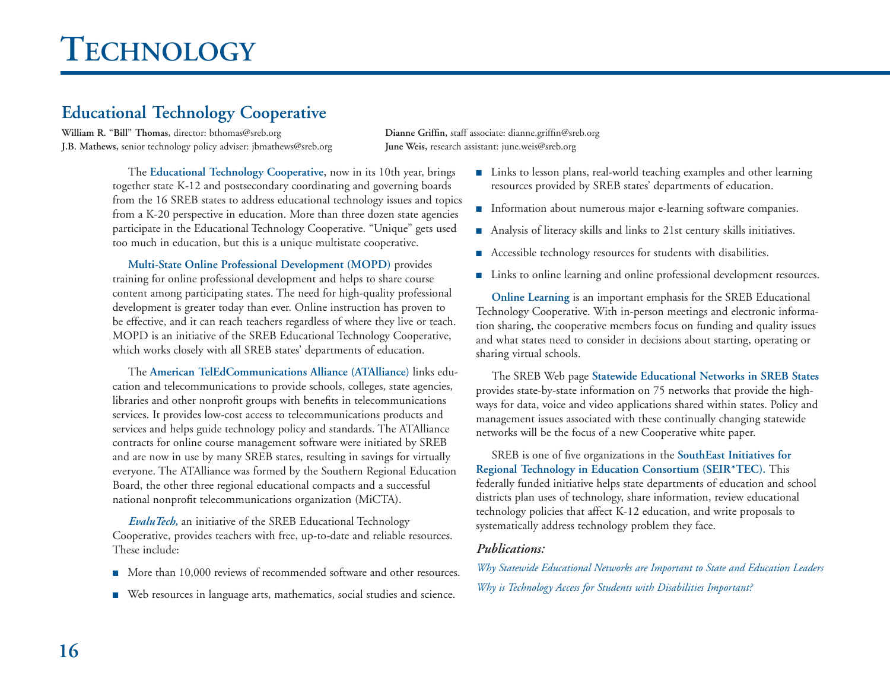# Technology

## Educational Technology Cooperative

**William R. "Bill" Thomas,** director: bthomas@sreb.org
**J.B. Mathews,** senior technology policy adviser: jbmathews@sreb.org
**Dianne Griffin,** staff associate: dianne.griffin@sreb.org
**June Weis,** research assistant: june.weis@sreb.org

The **Educational Technology Cooperative,** now in its 10th year, brings together state K-12 and postsecondary coordinating and governing boards from the 16 SREB states to address educational technology issues and topics from a K-20 perspective in education. More than three dozen state agencies participate in the Educational Technology Cooperative. "Unique" gets used too much in education, but this is a unique multistate cooperative.

**Multi-State Online Professional Development (MOPD)** provides training for online professional development and helps to share course content among participating states. The need for high-quality professional development is greater today than ever. Online instruction has proven to be effective, and it can reach teachers regardless of where they live or teach. MOPD is an initiative of the SREB Educational Technology Cooperative, which works closely with all SREB states' departments of education.

The **American TelEdCommunications Alliance (ATAlliance)** links education and telecommunications to provide schools, colleges, state agencies, libraries and other nonprofit groups with benefits in telecommunications services. It provides low-cost access to telecommunications products and services and helps guide technology policy and standards. The ATAlliance contracts for online course management software were initiated by SREB and are now in use by many SREB states, resulting in savings for virtually everyone. The ATAlliance was formed by the Southern Regional Education Board, the other three regional educational compacts and a successful national nonprofit telecommunications organization (MiCTA).

***EvaluTech,*** an initiative of the SREB Educational Technology Cooperative, provides teachers with free, up-to-date and reliable resources. These include:

- More than 10,000 reviews of recommended software and other resources.
- Web resources in language arts, mathematics, social studies and science.
- Links to lesson plans, real-world teaching examples and other learning resources provided by SREB states' departments of education.
- Information about numerous major e-learning software companies.
- Analysis of literacy skills and links to 21st century skills initiatives.
- Accessible technology resources for students with disabilities.
- Links to online learning and online professional development resources.

**Online Learning** is an important emphasis for the SREB Educational Technology Cooperative. With in-person meetings and electronic information sharing, the cooperative members focus on funding and quality issues and what states need to consider in decisions about starting, operating or sharing virtual schools.

The SREB Web page **Statewide Educational Networks in SREB States** provides state-by-state information on 75 networks that provide the highways for data, voice and video applications shared within states. Policy and management issues associated with these continually changing statewide networks will be the focus of a new Cooperative white paper.

SREB is one of five organizations in the **SouthEast Initiatives for Regional Technology in Education Consortium (SEIR*TEC).** This federally funded initiative helps state departments of education and school districts plan uses of technology, share information, review educational technology policies that affect K-12 education, and write proposals to systematically address technology problem they face.

***Publications:***

*Why Statewide Educational Networks are Important to State and Education Leaders*

*Why is Technology Access for Students with Disabilities Important?*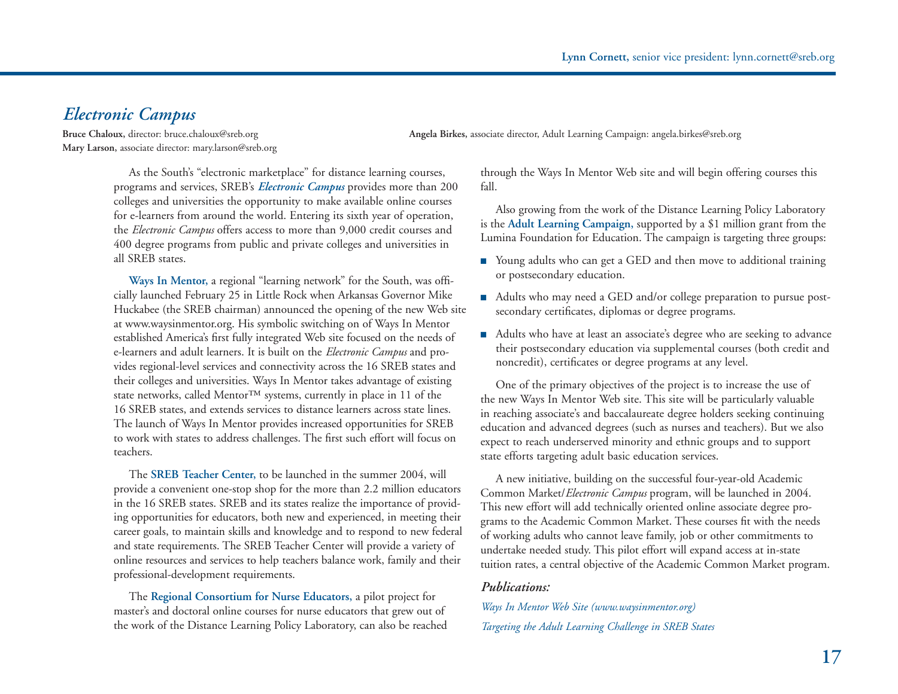**Lynn Cornett,** senior vice president: lynn.cornett@sreb.org

## *Electronic Campus*

**Bruce Chaloux,** director: bruce.chaloux@sreb.org
**Mary Larson,** associate director: mary.larson@sreb.org
**Angela Birkes,** associate director, Adult Learning Campaign: angela.birkes@sreb.org

As the South's "electronic marketplace" for distance learning courses, programs and services, SREB's ***Electronic Campus*** provides more than 200 colleges and universities the opportunity to make available online courses for e-learners from around the world. Entering its sixth year of operation, the *Electronic Campus* offers access to more than 9,000 credit courses and 400 degree programs from public and private colleges and universities in all SREB states.

**Ways In Mentor,** a regional "learning network" for the South, was officially launched February 25 in Little Rock when Arkansas Governor Mike Huckabee (the SREB chairman) announced the opening of the new Web site at www.waysinmentor.org. His symbolic switching on of Ways In Mentor established America's first fully integrated Web site focused on the needs of e-learners and adult learners. It is built on the *Electronic Campus* and provides regional-level services and connectivity across the 16 SREB states and their colleges and universities. Ways In Mentor takes advantage of existing state networks, called Mentor™ systems, currently in place in 11 of the 16 SREB states, and extends services to distance learners across state lines. The launch of Ways In Mentor provides increased opportunities for SREB to work with states to address challenges. The first such effort will focus on teachers.

The **SREB Teacher Center,** to be launched in the summer 2004, will provide a convenient one-stop shop for the more than 2.2 million educators in the 16 SREB states. SREB and its states realize the importance of providing opportunities for educators, both new and experienced, in meeting their career goals, to maintain skills and knowledge and to respond to new federal and state requirements. The SREB Teacher Center will provide a variety of online resources and services to help teachers balance work, family and their professional-development requirements.

The **Regional Consortium for Nurse Educators,** a pilot project for master's and doctoral online courses for nurse educators that grew out of the work of the Distance Learning Policy Laboratory, can also be reached through the Ways In Mentor Web site and will begin offering courses this fall.

Also growing from the work of the Distance Learning Policy Laboratory is the **Adult Learning Campaign,** supported by a $1 million grant from the Lumina Foundation for Education. The campaign is targeting three groups:

- Young adults who can get a GED and then move to additional training or postsecondary education.
- Adults who may need a GED and/or college preparation to pursue postsecondary certificates, diplomas or degree programs.
- Adults who have at least an associate's degree who are seeking to advance their postsecondary education via supplemental courses (both credit and noncredit), certificates or degree programs at any level.

One of the primary objectives of the project is to increase the use of the new Ways In Mentor Web site. This site will be particularly valuable in reaching associate's and baccalaureate degree holders seeking continuing education and advanced degrees (such as nurses and teachers). But we also expect to reach underserved minority and ethnic groups and to support state efforts targeting adult basic education services.

A new initiative, building on the successful four-year-old Academic Common Market/*Electronic Campus* program, will be launched in 2004. This new effort will add technically oriented online associate degree programs to the Academic Common Market. These courses fit with the needs of working adults who cannot leave family, job or other commitments to undertake needed study. This pilot effort will expand access at in-state tuition rates, a central objective of the Academic Common Market program.

### *Publications:*

*Ways In Mentor Web Site (www.waysinmentor.org)*

*Targeting the Adult Learning Challenge in SREB States*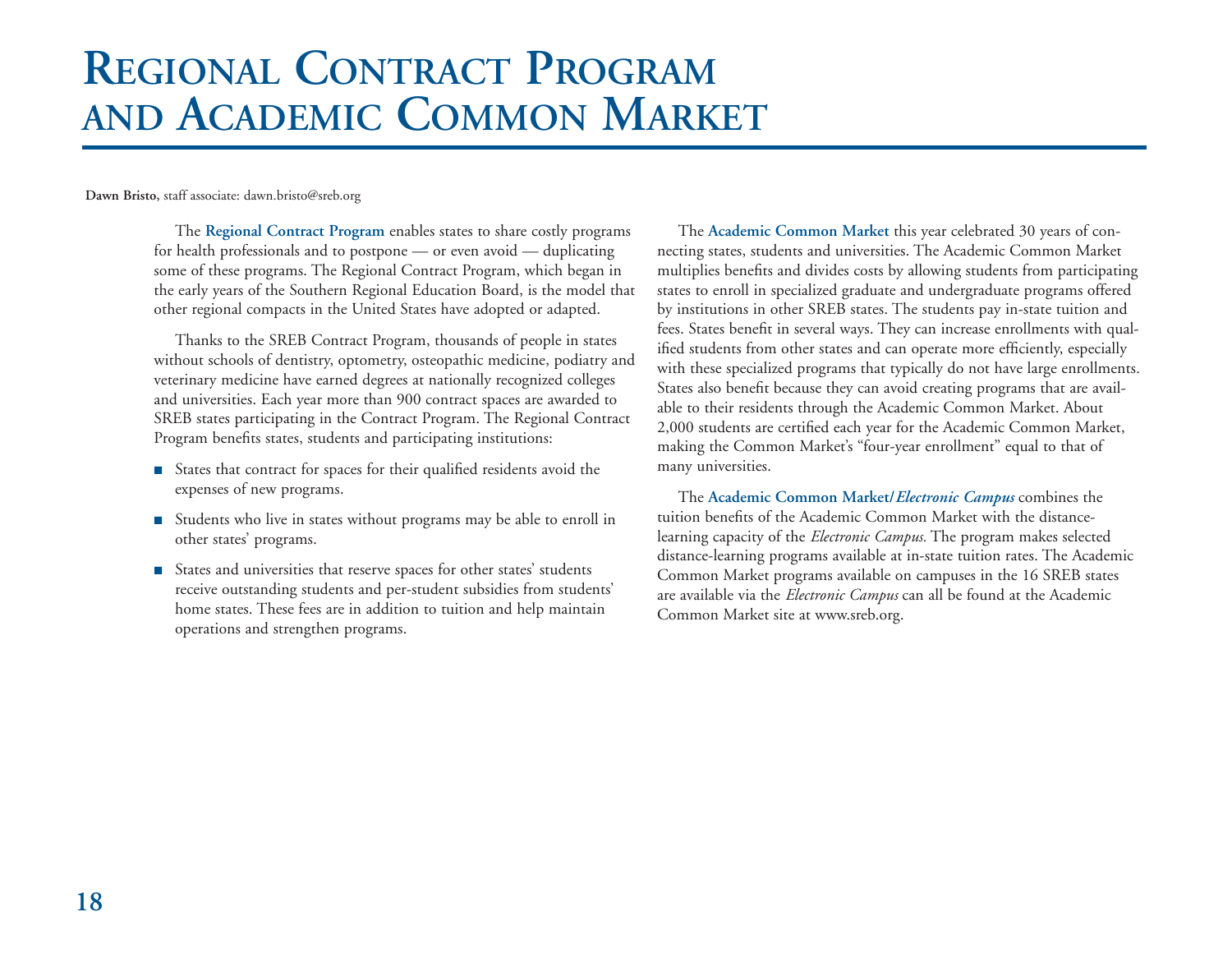# Regional Contract Program and Academic Common Market

**Dawn Bristo,** staff associate: dawn.bristo@sreb.org

The **Regional Contract Program** enables states to share costly programs for health professionals and to postpone — or even avoid — duplicating some of these programs. The Regional Contract Program, which began in the early years of the Southern Regional Education Board, is the model that other regional compacts in the United States have adopted or adapted.

Thanks to the SREB Contract Program, thousands of people in states without schools of dentistry, optometry, osteopathic medicine, podiatry and veterinary medicine have earned degrees at nationally recognized colleges and universities. Each year more than 900 contract spaces are awarded to SREB states participating in the Contract Program. The Regional Contract Program benefits states, students and participating institutions:

- States that contract for spaces for their qualified residents avoid the expenses of new programs.
- Students who live in states without programs may be able to enroll in other states' programs.
- States and universities that reserve spaces for other states' students receive outstanding students and per-student subsidies from students' home states. These fees are in addition to tuition and help maintain operations and strengthen programs.

The **Academic Common Market** this year celebrated 30 years of connecting states, students and universities. The Academic Common Market multiplies benefits and divides costs by allowing students from participating states to enroll in specialized graduate and undergraduate programs offered by institutions in other SREB states. The students pay in-state tuition and fees. States benefit in several ways. They can increase enrollments with qualified students from other states and can operate more efficiently, especially with these specialized programs that typically do not have large enrollments. States also benefit because they can avoid creating programs that are available to their residents through the Academic Common Market. About 2,000 students are certified each year for the Academic Common Market, making the Common Market's "four-year enrollment" equal to that of many universities.

The **Academic Common Market/*Electronic Campus*** combines the tuition benefits of the Academic Common Market with the distance-learning capacity of the *Electronic Campus.* The program makes selected distance-learning programs available at in-state tuition rates. The Academic Common Market programs available on campuses in the 16 SREB states are available via the *Electronic Campus* can all be found at the Academic Common Market site at www.sreb.org.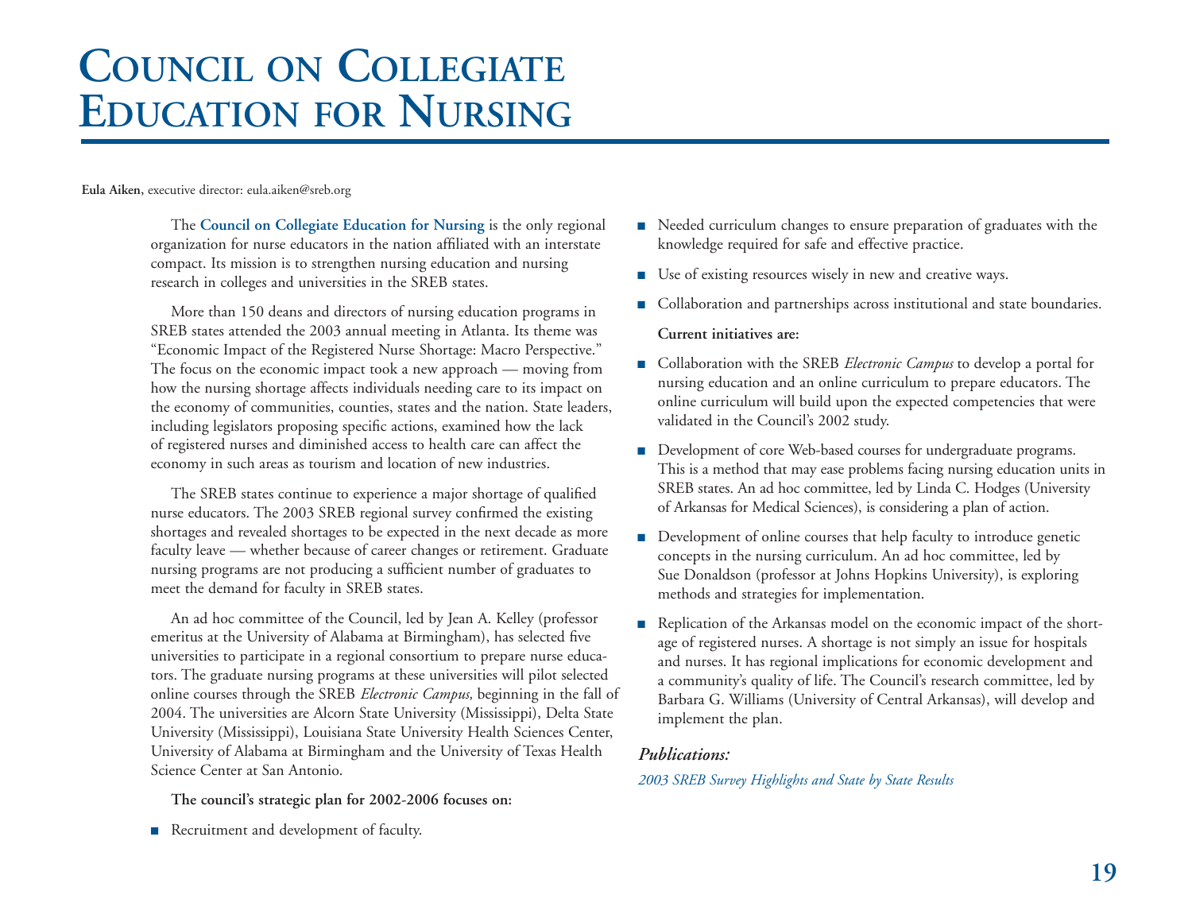# Council on Collegiate Education for Nursing

**Eula Aiken,** executive director: eula.aiken@sreb.org

The **Council on Collegiate Education for Nursing** is the only regional organization for nurse educators in the nation affiliated with an interstate compact. Its mission is to strengthen nursing education and nursing research in colleges and universities in the SREB states.

More than 150 deans and directors of nursing education programs in SREB states attended the 2003 annual meeting in Atlanta. Its theme was "Economic Impact of the Registered Nurse Shortage: Macro Perspective." The focus on the economic impact took a new approach — moving from how the nursing shortage affects individuals needing care to its impact on the economy of communities, counties, states and the nation. State leaders, including legislators proposing specific actions, examined how the lack of registered nurses and diminished access to health care can affect the economy in such areas as tourism and location of new industries.

The SREB states continue to experience a major shortage of qualified nurse educators. The 2003 SREB regional survey confirmed the existing shortages and revealed shortages to be expected in the next decade as more faculty leave — whether because of career changes or retirement. Graduate nursing programs are not producing a sufficient number of graduates to meet the demand for faculty in SREB states.

An ad hoc committee of the Council, led by Jean A. Kelley (professor emeritus at the University of Alabama at Birmingham), has selected five universities to participate in a regional consortium to prepare nurse educators. The graduate nursing programs at these universities will pilot selected online courses through the SREB *Electronic Campus,* beginning in the fall of 2004. The universities are Alcorn State University (Mississippi), Delta State University (Mississippi), Louisiana State University Health Sciences Center, University of Alabama at Birmingham and the University of Texas Health Science Center at San Antonio.

**The council's strategic plan for 2002-2006 focuses on:**

- Recruitment and development of faculty.
- Needed curriculum changes to ensure preparation of graduates with the knowledge required for safe and effective practice.
- Use of existing resources wisely in new and creative ways.
- Collaboration and partnerships across institutional and state boundaries.

**Current initiatives are:**

- Collaboration with the SREB *Electronic Campus* to develop a portal for nursing education and an online curriculum to prepare educators. The online curriculum will build upon the expected competencies that were validated in the Council's 2002 study.
- Development of core Web-based courses for undergraduate programs. This is a method that may ease problems facing nursing education units in SREB states. An ad hoc committee, led by Linda C. Hodges (University of Arkansas for Medical Sciences), is considering a plan of action.
- Development of online courses that help faculty to introduce genetic concepts in the nursing curriculum. An ad hoc committee, led by Sue Donaldson (professor at Johns Hopkins University), is exploring methods and strategies for implementation.
- Replication of the Arkansas model on the economic impact of the shortage of registered nurses. A shortage is not simply an issue for hospitals and nurses. It has regional implications for economic development and a community's quality of life. The Council's research committee, led by Barbara G. Williams (University of Central Arkansas), will develop and implement the plan.

### *Publications:*

*2003 SREB Survey Highlights and State by State Results*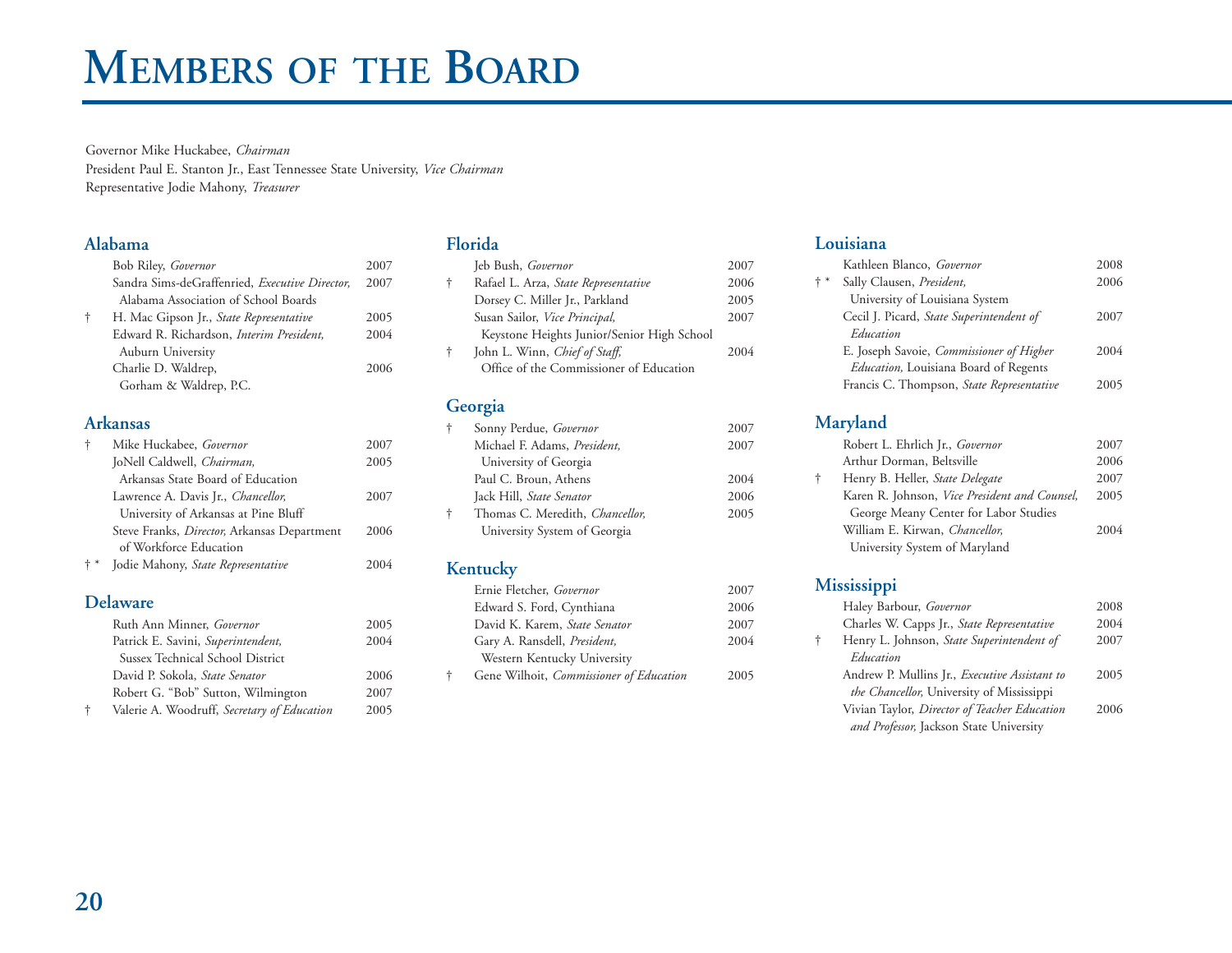# Members of the Board

Governor Mike Huckabee, *Chairman*
President Paul E. Stanton Jr., East Tennessee State University, *Vice Chairman*
Representative Jodie Mahony, *Treasurer*

## Alabama

| | | |
|---|---|---|
| | Bob Riley, *Governor* | 2007 |
| | Sandra Sims-deGraffenried, *Executive Director,* Alabama Association of School Boards | 2007 |
| † | H. Mac Gipson Jr., *State Representative* | 2005 |
| | Edward R. Richardson, *Interim President,* Auburn University | 2004 |
| | Charlie D. Waldrep, Gorham & Waldrep, P.C. | 2006 |

## Arkansas

| | | |
|---|---|---|
| † | Mike Huckabee, *Governor* | 2007 |
| | JoNell Caldwell, *Chairman,* Arkansas State Board of Education | 2005 |
| | Lawrence A. Davis Jr., *Chancellor,* University of Arkansas at Pine Bluff | 2007 |
| | Steve Franks, *Director,* Arkansas Department of Workforce Education | 2006 |
| † * | Jodie Mahony, *State Representative* | 2004 |

## Delaware

| | | |
|---|---|---|
| | Ruth Ann Minner, *Governor* | 2005 |
| | Patrick E. Savini, *Superintendent,* Sussex Technical School District | 2004 |
| | David P. Sokola, *State Senator* | 2006 |
| | Robert G. “Bob” Sutton, Wilmington | 2007 |
| † | Valerie A. Woodruff, *Secretary of Education* | 2005 |

## Florida

| | | |
|---|---|---|
| | Jeb Bush, *Governor* | 2007 |
| † | Rafael L. Arza, *State Representative* | 2006 |
| | Dorsey C. Miller Jr., Parkland | 2005 |
| | Susan Sailor, *Vice Principal,* Keystone Heights Junior/Senior High School | 2007 |
| † | John L. Winn, *Chief of Staff,* Office of the Commissioner of Education | 2004 |

## Georgia

| | | |
|---|---|---|
| † | Sonny Perdue, *Governor* | 2007 |
| | Michael F. Adams, *President,* University of Georgia | 2007 |
| | Paul C. Broun, Athens | 2004 |
| | Jack Hill, *State Senator* | 2006 |
| † | Thomas C. Meredith, *Chancellor,* University System of Georgia | 2005 |

## Kentucky

| | | |
|---|---|---|
| | Ernie Fletcher, *Governor* | 2007 |
| | Edward S. Ford, Cynthiana | 2006 |
| | David K. Karem, *State Senator* | 2007 |
| | Gary A. Ransdell, *President,* Western Kentucky University | 2004 |
| † | Gene Wilhoit, *Commissioner of Education* | 2005 |

## Louisiana

| | | |
|---|---|---|
| | Kathleen Blanco, *Governor* | 2008 |
| † * | Sally Clausen, *President,* University of Louisiana System | 2006 |
| | Cecil J. Picard, *State Superintendent of Education* | 2007 |
| | E. Joseph Savoie, *Commissioner of Higher Education,* Louisiana Board of Regents | 2004 |
| | Francis C. Thompson, *State Representative* | 2005 |

## Maryland

| | | |
|---|---|---|
| | Robert L. Ehrlich Jr., *Governor* | 2007 |
| | Arthur Dorman, Beltsville | 2006 |
| † | Henry B. Heller, *State Delegate* | 2007 |
| | Karen R. Johnson, *Vice President and Counsel,* George Meany Center for Labor Studies | 2005 |
| | William E. Kirwan, *Chancellor,* University System of Maryland | 2004 |

## Mississippi

| | | |
|---|---|---|
| | Haley Barbour, *Governor* | 2008 |
| | Charles W. Capps Jr., *State Representative* | 2004 |
| † | Henry L. Johnson, *State Superintendent of Education* | 2007 |
| | Andrew P. Mullins Jr., *Executive Assistant to the Chancellor,* University of Mississippi | 2005 |
| | Vivian Taylor, *Director of Teacher Education and Professor,* Jackson State University | 2006 |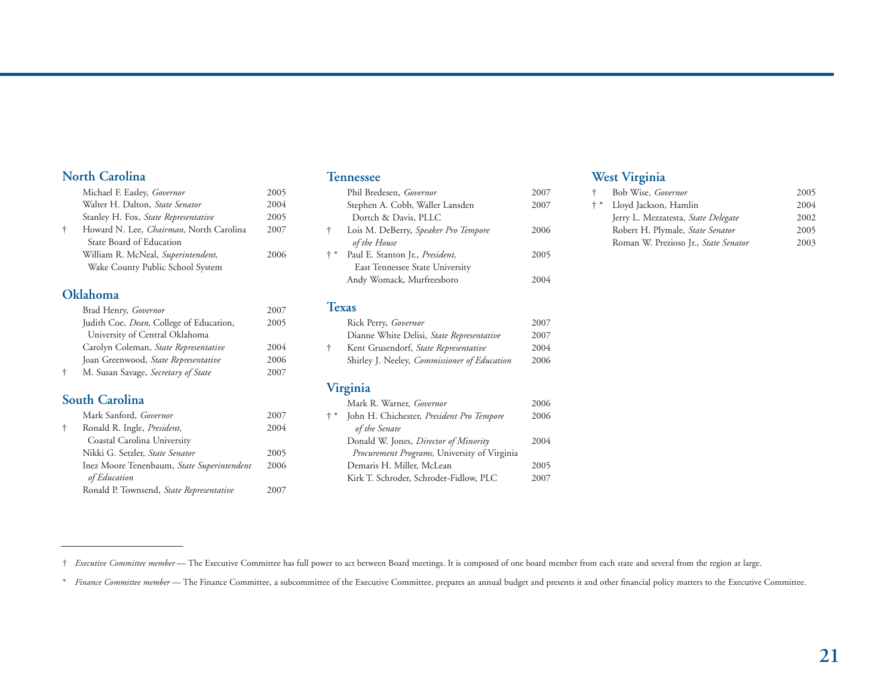## North Carolina

| | | |
|---|---|---|
| | Michael F. Easley, *Governor* | 2005 |
| | Walter H. Dalton, *State Senator* | 2004 |
| | Stanley H. Fox, *State Representative* | 2005 |
| † | Howard N. Lee, *Chairman,* North Carolina State Board of Education | 2007 |
| | William R. McNeal, *Superintendent,* Wake County Public School System | 2006 |

## Oklahoma

| | | |
|---|---|---|
| | Brad Henry, *Governor* | 2007 |
| | Judith Coe, *Dean,* College of Education, University of Central Oklahoma | 2005 |
| | Carolyn Coleman, *State Representative* | 2004 |
| | Joan Greenwood, *State Representative* | 2006 |
| † | M. Susan Savage, *Secretary of State* | 2007 |

## South Carolina

| | | |
|---|---|---|
| | Mark Sanford, *Governor* | 2007 |
| † | Ronald R. Ingle, *President,* Coastal Carolina University | 2004 |
| | Nikki G. Setzler, *State Senator* | 2005 |
| | Inez Moore Tenenbaum, *State Superintendent of Education* | 2006 |
| | Ronald P. Townsend, *State Representative* | 2007 |

## Tennessee

| | | |
|---|---|---|
| | Phil Bredesen, *Governor* | 2007 |
| | Stephen A. Cobb, Waller Lansden Dortch & Davis, PLLC | 2007 |
| † | Lois M. DeBerry, *Speaker Pro Tempore of the House* | 2006 |
| † * | Paul E. Stanton Jr., *President,* East Tennessee State University | 2005 |
| | Andy Womack, Murfreesboro | 2004 |

## Texas

| | | |
|---|---|---|
| | Rick Perry, *Governor* | 2007 |
| | Dianne White Delisi, *State Representative* | 2007 |
| † | Kent Grusendorf, *State Representative* | 2004 |
| | Shirley J. Neeley, *Commissioner of Education* | 2006 |

## Virginia

| | | |
|---|---|---|
| | Mark R. Warner, *Governor* | 2006 |
| † * | John H. Chichester, *President Pro Tempore of the Senate* | 2006 |
| | Donald W. Jones, *Director of Minority Procurement Programs,* University of Virginia | 2004 |
| | Demaris H. Miller, McLean | 2005 |
| | Kirk T. Schroder, Schroder-Fidlow, PLC | 2007 |

## West Virginia

| | | |
|---|---|---|
| † | Bob Wise, *Governor* | 2005 |
| † * | Lloyd Jackson, Hamlin | 2004 |
| | Jerry L. Mezzatesta, *State Delegate* | 2002 |
| | Robert H. Plymale, *State Senator* | 2005 |
| | Roman W. Prezioso Jr., *State Senator* | 2003 |

---

† *Executive Committee member* — The Executive Committee has full power to act between Board meetings. It is composed of one board member from each state and several from the region at large.

\* *Finance Committee member* — The Finance Committee, a subcommittee of the Executive Committee, prepares an annual budget and presents it and other financial policy matters to the Executive Committee.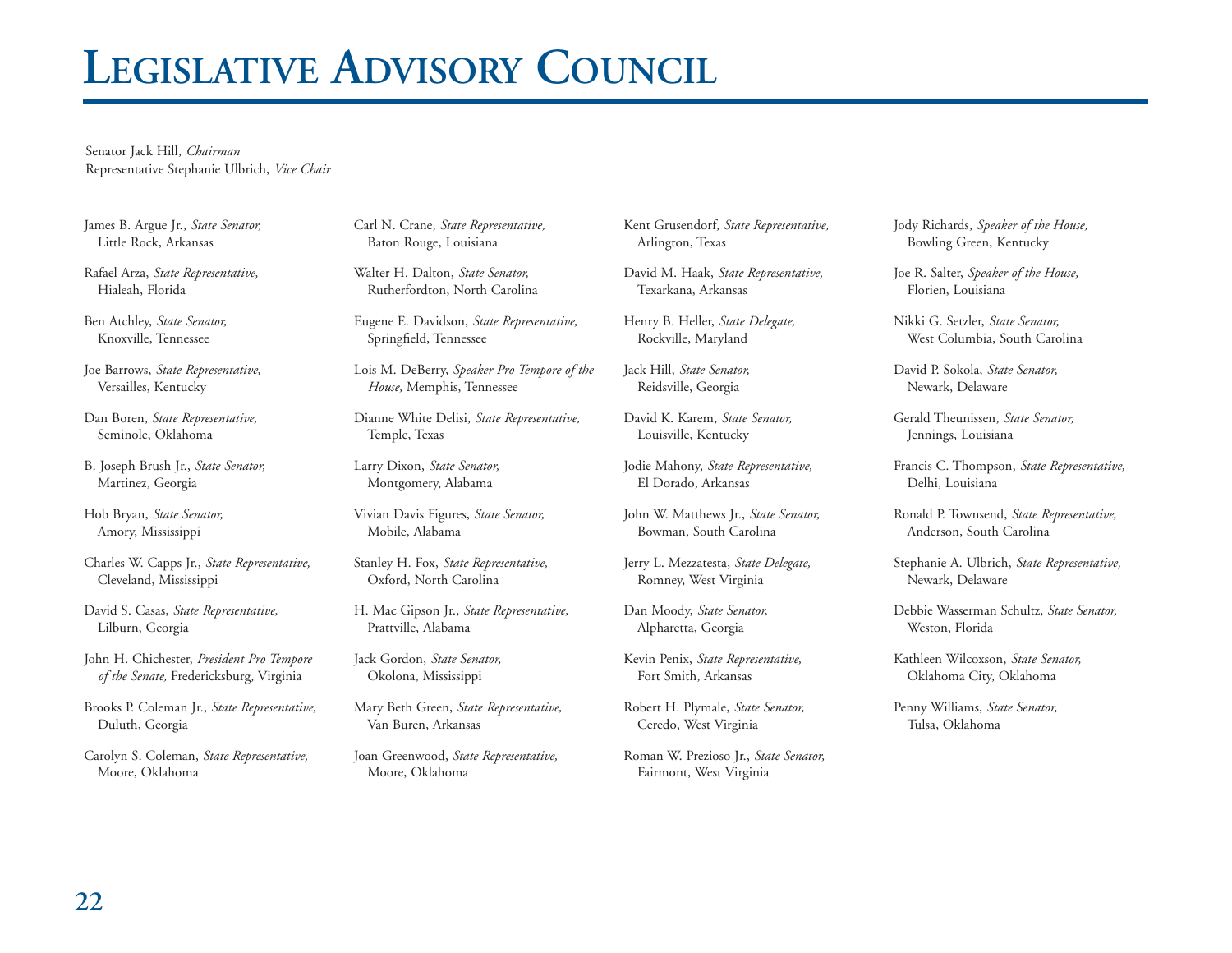# Legislative Advisory Council

Senator Jack Hill, *Chairman*
Representative Stephanie Ulbrich, *Vice Chair*

James B. Argue Jr., *State Senator,* Little Rock, Arkansas

Rafael Arza, *State Representative,* Hialeah, Florida

Ben Atchley, *State Senator,* Knoxville, Tennessee

Joe Barrows, *State Representative,* Versailles, Kentucky

Dan Boren, *State Representative,* Seminole, Oklahoma

B. Joseph Brush Jr., *State Senator,* Martinez, Georgia

Hob Bryan, *State Senator,* Amory, Mississippi

Charles W. Capps Jr., *State Representative,* Cleveland, Mississippi

David S. Casas, *State Representative,* Lilburn, Georgia

John H. Chichester, *President Pro Tempore of the Senate,* Fredericksburg, Virginia

Brooks P. Coleman Jr., *State Representative,* Duluth, Georgia

Carolyn S. Coleman, *State Representative,* Moore, Oklahoma

Carl N. Crane, *State Representative,* Baton Rouge, Louisiana

Walter H. Dalton, *State Senator,* Rutherfordton, North Carolina

Eugene E. Davidson, *State Representative,* Springfield, Tennessee

Lois M. DeBerry, *Speaker Pro Tempore of the House,* Memphis, Tennessee

Dianne White Delisi, *State Representative,* Temple, Texas

Larry Dixon, *State Senator,* Montgomery, Alabama

Vivian Davis Figures, *State Senator,* Mobile, Alabama

Stanley H. Fox, *State Representative,* Oxford, North Carolina

H. Mac Gipson Jr., *State Representative,* Prattville, Alabama

Jack Gordon, *State Senator,* Okolona, Mississippi

Mary Beth Green, *State Representative,* Van Buren, Arkansas

Joan Greenwood, *State Representative,* Moore, Oklahoma

Kent Grusendorf, *State Representative,* Arlington, Texas

David M. Haak, *State Representative,* Texarkana, Arkansas

Henry B. Heller, *State Delegate,* Rockville, Maryland

Jack Hill, *State Senator,* Reidsville, Georgia

David K. Karem, *State Senator,* Louisville, Kentucky

Jodie Mahony, *State Representative,* El Dorado, Arkansas

John W. Matthews Jr., *State Senator,* Bowman, South Carolina

Jerry L. Mezzatesta, *State Delegate,* Romney, West Virginia

Dan Moody, *State Senator,* Alpharetta, Georgia

Kevin Penix, *State Representative,* Fort Smith, Arkansas

Robert H. Plymale, *State Senator,* Ceredo, West Virginia

Roman W. Prezioso Jr., *State Senator,* Fairmont, West Virginia

Jody Richards, *Speaker of the House,* Bowling Green, Kentucky

Joe R. Salter, *Speaker of the House,* Florien, Louisiana

Nikki G. Setzler, *State Senator,* West Columbia, South Carolina

David P. Sokola, *State Senator,* Newark, Delaware

Gerald Theunissen, *State Senator,* Jennings, Louisiana

Francis C. Thompson, *State Representative,* Delhi, Louisiana

Ronald P. Townsend, *State Representative,* Anderson, South Carolina

Stephanie A. Ulbrich, *State Representative,* Newark, Delaware

Debbie Wasserman Schultz, *State Senator,* Weston, Florida

Kathleen Wilcoxson, *State Senator,* Oklahoma City, Oklahoma

Penny Williams, *State Senator,* Tulsa, Oklahoma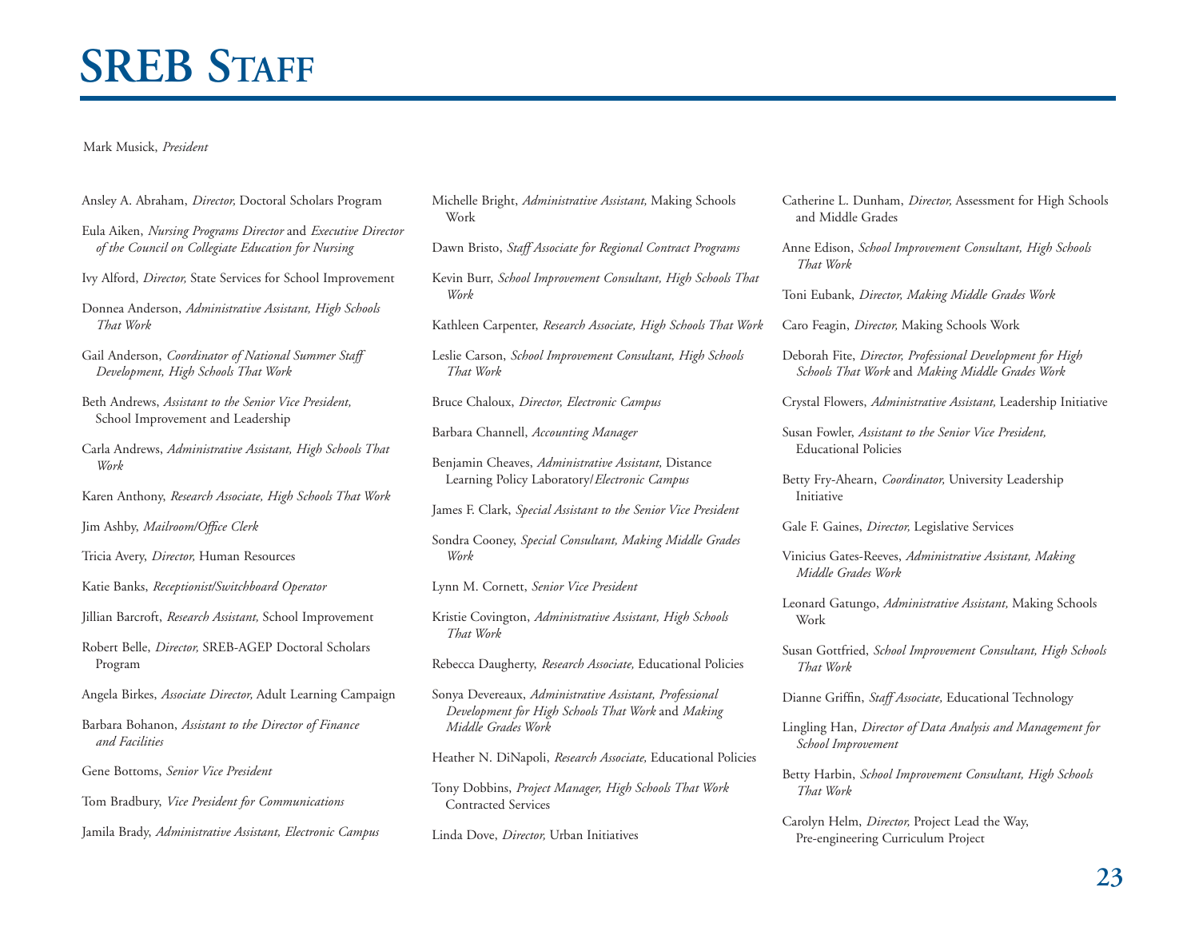# SREB Staff

Mark Musick, *President*

Ansley A. Abraham, *Director,* Doctoral Scholars Program

Eula Aiken, *Nursing Programs Director* and *Executive Director of the Council on Collegiate Education for Nursing*

Ivy Alford, *Director,* State Services for School Improvement

Donnea Anderson, *Administrative Assistant, High Schools That Work*

Gail Anderson, *Coordinator of National Summer Staff Development, High Schools That Work*

Beth Andrews, *Assistant to the Senior Vice President,* School Improvement and Leadership

Carla Andrews, *Administrative Assistant, High Schools That Work*

Karen Anthony, *Research Associate, High Schools That Work*

Jim Ashby, *Mailroom/Office Clerk*

Tricia Avery, *Director,* Human Resources

Katie Banks, *Receptionist/Switchboard Operator*

Jillian Barcroft, *Research Assistant,* School Improvement

Robert Belle, *Director,* SREB-AGEP Doctoral Scholars Program

Angela Birkes, *Associate Director,* Adult Learning Campaign

Barbara Bohanon, *Assistant to the Director of Finance and Facilities*

Gene Bottoms, *Senior Vice President*

Tom Bradbury, *Vice President for Communications*

Jamila Brady, *Administrative Assistant, Electronic Campus*

Michelle Bright, *Administrative Assistant,* Making Schools Work

Dawn Bristo, *Staff Associate for Regional Contract Programs*

Kevin Burr, *School Improvement Consultant, High Schools That Work*

Kathleen Carpenter, *Research Associate, High Schools That Work*

Leslie Carson, *School Improvement Consultant, High Schools That Work*

Bruce Chaloux, *Director, Electronic Campus*

Barbara Channell, *Accounting Manager*

Benjamin Cheaves, *Administrative Assistant,* Distance Learning Policy Laboratory/*Electronic Campus*

James F. Clark, *Special Assistant to the Senior Vice President*

Sondra Cooney, *Special Consultant, Making Middle Grades Work*

Lynn M. Cornett, *Senior Vice President*

Kristie Covington, *Administrative Assistant, High Schools That Work*

Rebecca Daugherty, *Research Associate,* Educational Policies

Sonya Devereaux, *Administrative Assistant, Professional Development for High Schools That Work* and *Making Middle Grades Work*

Heather N. DiNapoli, *Research Associate,* Educational Policies

Tony Dobbins, *Project Manager, High Schools That Work* Contracted Services

Linda Dove, *Director,* Urban Initiatives

Catherine L. Dunham, *Director,* Assessment for High Schools and Middle Grades

Anne Edison, *School Improvement Consultant, High Schools That Work*

Toni Eubank, *Director, Making Middle Grades Work*

Caro Feagin, *Director,* Making Schools Work

Deborah Fite, *Director, Professional Development for High Schools That Work* and *Making Middle Grades Work*

Crystal Flowers, *Administrative Assistant,* Leadership Initiative

Susan Fowler, *Assistant to the Senior Vice President,* Educational Policies

Betty Fry-Ahearn, *Coordinator,* University Leadership Initiative

Gale F. Gaines, *Director,* Legislative Services

Vinicius Gates-Reeves, *Administrative Assistant, Making Middle Grades Work*

Leonard Gatungo, *Administrative Assistant,* Making Schools Work

Susan Gottfried, *School Improvement Consultant, High Schools That Work*

Dianne Griffin, *Staff Associate,* Educational Technology

Lingling Han, *Director of Data Analysis and Management for School Improvement*

Betty Harbin, *School Improvement Consultant, High Schools That Work*

Carolyn Helm, *Director,* Project Lead the Way, Pre-engineering Curriculum Project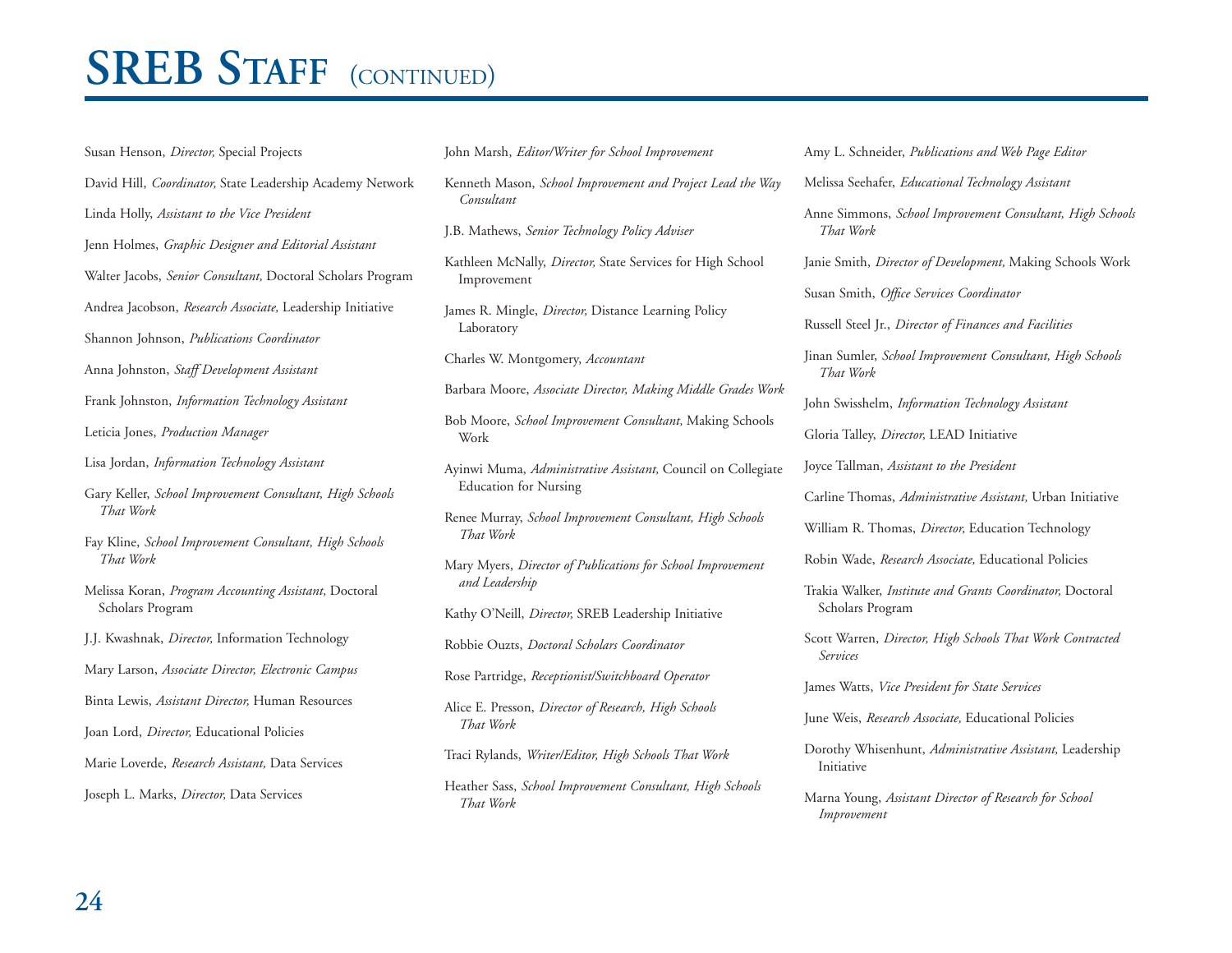# SREB Staff (continued)

Susan Henson, *Director,* Special Projects

David Hill, *Coordinator,* State Leadership Academy Network

Linda Holly, *Assistant to the Vice President*

Jenn Holmes, *Graphic Designer and Editorial Assistant*

Walter Jacobs, *Senior Consultant,* Doctoral Scholars Program

Andrea Jacobson, *Research Associate,* Leadership Initiative

Shannon Johnson, *Publications Coordinator*

Anna Johnston, *Staff Development Assistant*

Frank Johnston, *Information Technology Assistant*

Leticia Jones, *Production Manager*

Lisa Jordan, *Information Technology Assistant*

Gary Keller, *School Improvement Consultant, High Schools That Work*

Fay Kline, *School Improvement Consultant, High Schools That Work*

Melissa Koran, *Program Accounting Assistant,* Doctoral Scholars Program

J.J. Kwashnak, *Director,* Information Technology

Mary Larson, *Associate Director, Electronic Campus*

Binta Lewis, *Assistant Director,* Human Resources

Joan Lord, *Director,* Educational Policies

Marie Loverde, *Research Assistant,* Data Services

Joseph L. Marks, *Director,* Data Services

John Marsh, *Editor/Writer for School Improvement*

Kenneth Mason, *School Improvement and Project Lead the Way Consultant*

J.B. Mathews, *Senior Technology Policy Adviser*

Kathleen McNally, *Director,* State Services for High School Improvement

James R. Mingle, *Director,* Distance Learning Policy Laboratory

Charles W. Montgomery, *Accountant*

Barbara Moore, *Associate Director, Making Middle Grades Work*

Bob Moore, *School Improvement Consultant,* Making Schools Work

Ayinwi Muma, *Administrative Assistant,* Council on Collegiate Education for Nursing

Renee Murray, *School Improvement Consultant, High Schools That Work*

Mary Myers, *Director of Publications for School Improvement and Leadership*

Kathy O'Neill, *Director,* SREB Leadership Initiative

Robbie Ouzts, *Doctoral Scholars Coordinator*

Rose Partridge, *Receptionist/Switchboard Operator*

Alice E. Presson, *Director of Research, High Schools That Work*

Traci Rylands, *Writer/Editor, High Schools That Work*

Heather Sass, *School Improvement Consultant, High Schools That Work*

Amy L. Schneider, *Publications and Web Page Editor*

Melissa Seehafer, *Educational Technology Assistant*

Anne Simmons, *School Improvement Consultant, High Schools That Work*

Janie Smith, *Director of Development,* Making Schools Work

Susan Smith, *Office Services Coordinator*

Russell Steel Jr., *Director of Finances and Facilities*

Jinan Sumler, *School Improvement Consultant, High Schools That Work*

John Swisshelm, *Information Technology Assistant*

Gloria Talley, *Director,* LEAD Initiative

Joyce Tallman, *Assistant to the President*

Carline Thomas, *Administrative Assistant,* Urban Initiative

William R. Thomas, *Director,* Education Technology

Robin Wade, *Research Associate,* Educational Policies

Trakia Walker, *Institute and Grants Coordinator,* Doctoral Scholars Program

Scott Warren, *Director, High Schools That Work Contracted Services*

James Watts, *Vice President for State Services*

June Weis, *Research Associate,* Educational Policies

Dorothy Whisenhunt, *Administrative Assistant,* Leadership Initiative

Marna Young, *Assistant Director of Research for School Improvement*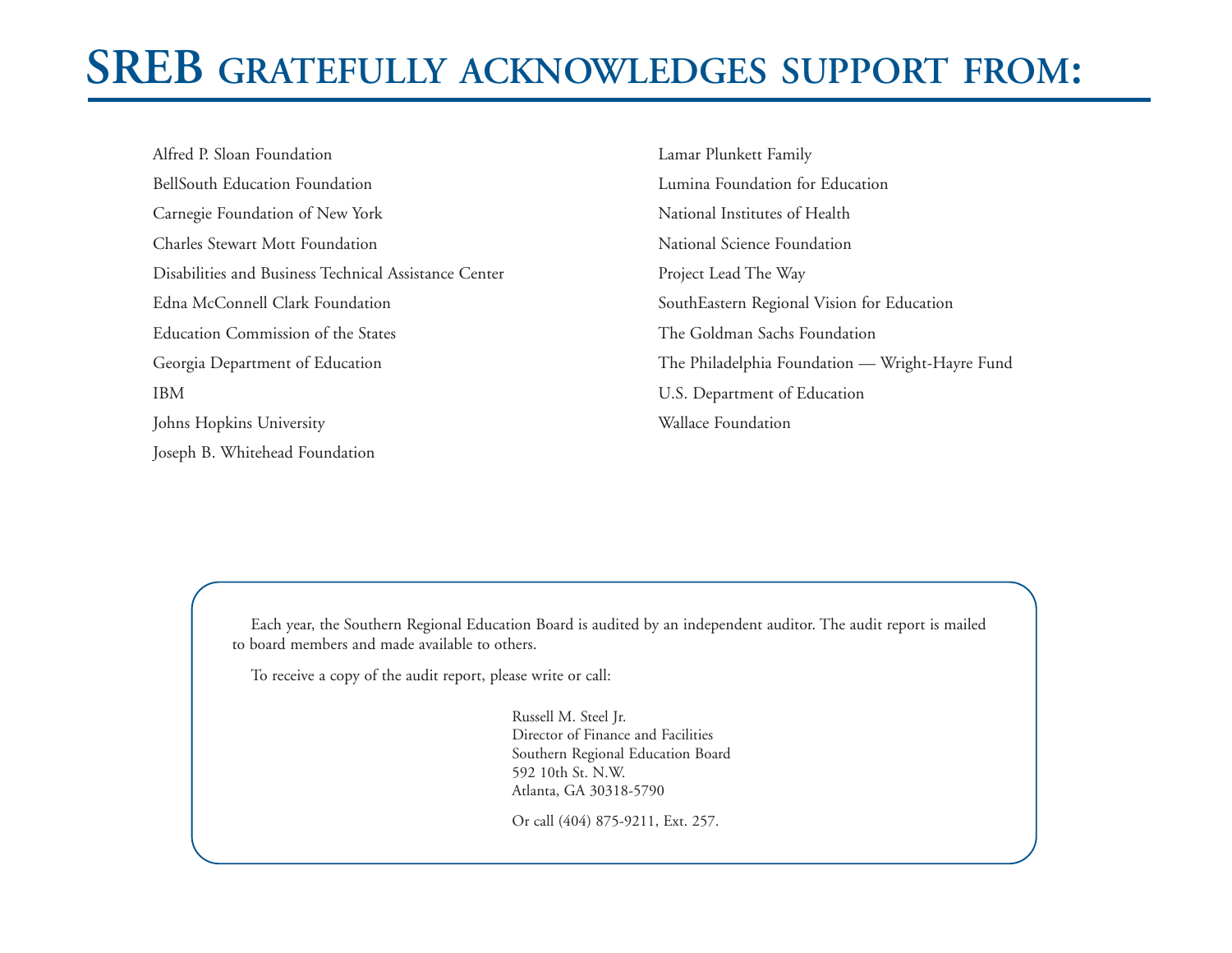# SREB gratefully acknowledges support from:

Alfred P. Sloan Foundation

BellSouth Education Foundation

Carnegie Foundation of New York

Charles Stewart Mott Foundation

Disabilities and Business Technical Assistance Center

Edna McConnell Clark Foundation

Education Commission of the States

Georgia Department of Education

IBM

Johns Hopkins University

Joseph B. Whitehead Foundation

Lamar Plunkett Family

Lumina Foundation for Education

National Institutes of Health

National Science Foundation

Project Lead The Way

SouthEastern Regional Vision for Education

The Goldman Sachs Foundation

The Philadelphia Foundation — Wright-Hayre Fund

U.S. Department of Education

Wallace Foundation

Each year, the Southern Regional Education Board is audited by an independent auditor. The audit report is mailed to board members and made available to others.

To receive a copy of the audit report, please write or call:

Russell M. Steel Jr.
Director of Finance and Facilities
Southern Regional Education Board
592 10th St. N.W.
Atlanta, GA 30318-5790

Or call (404) 875-9211, Ext. 257.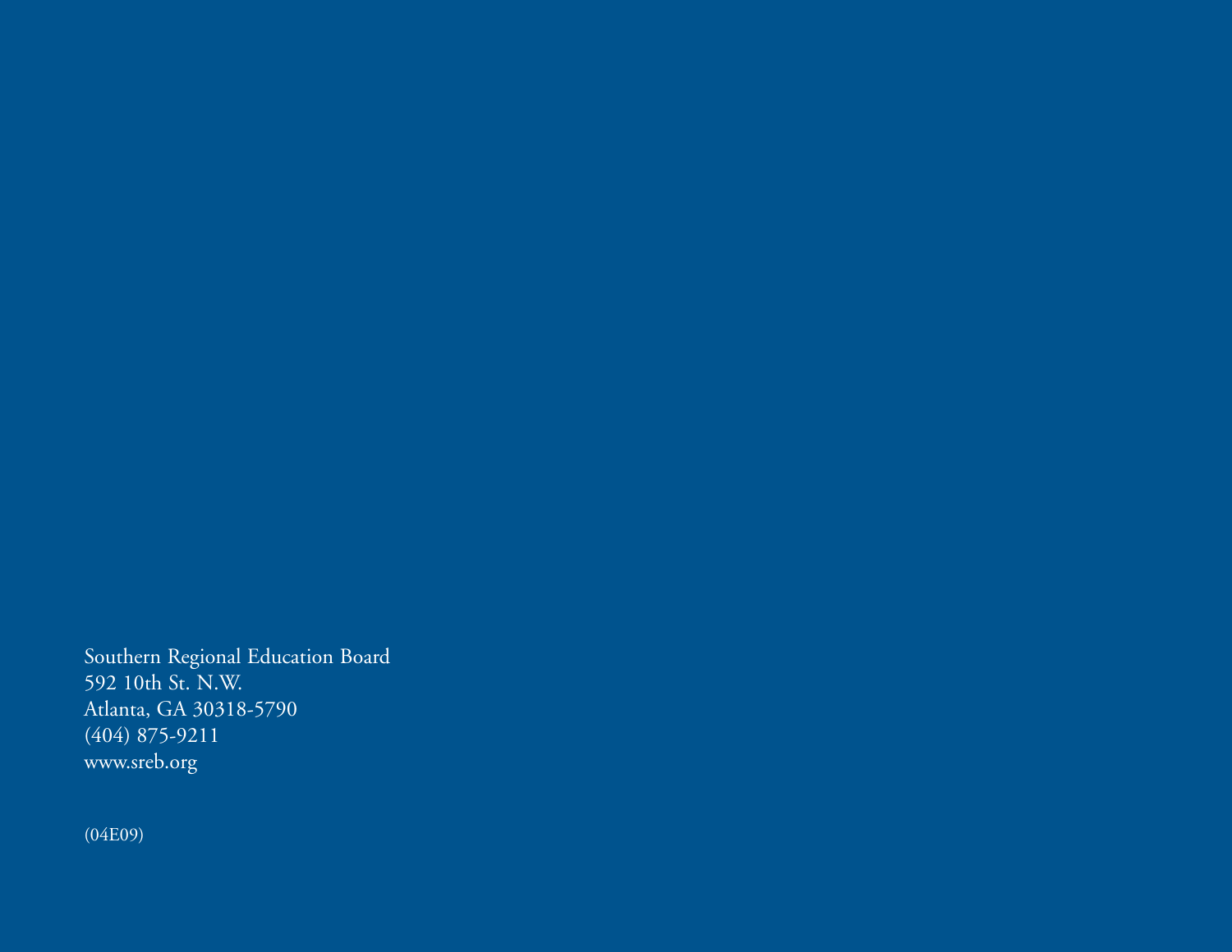Southern Regional Education Board
592 10th St. N.W.
Atlanta, GA 30318-5790
(404) 875-9211
www.sreb.org

(04E09)